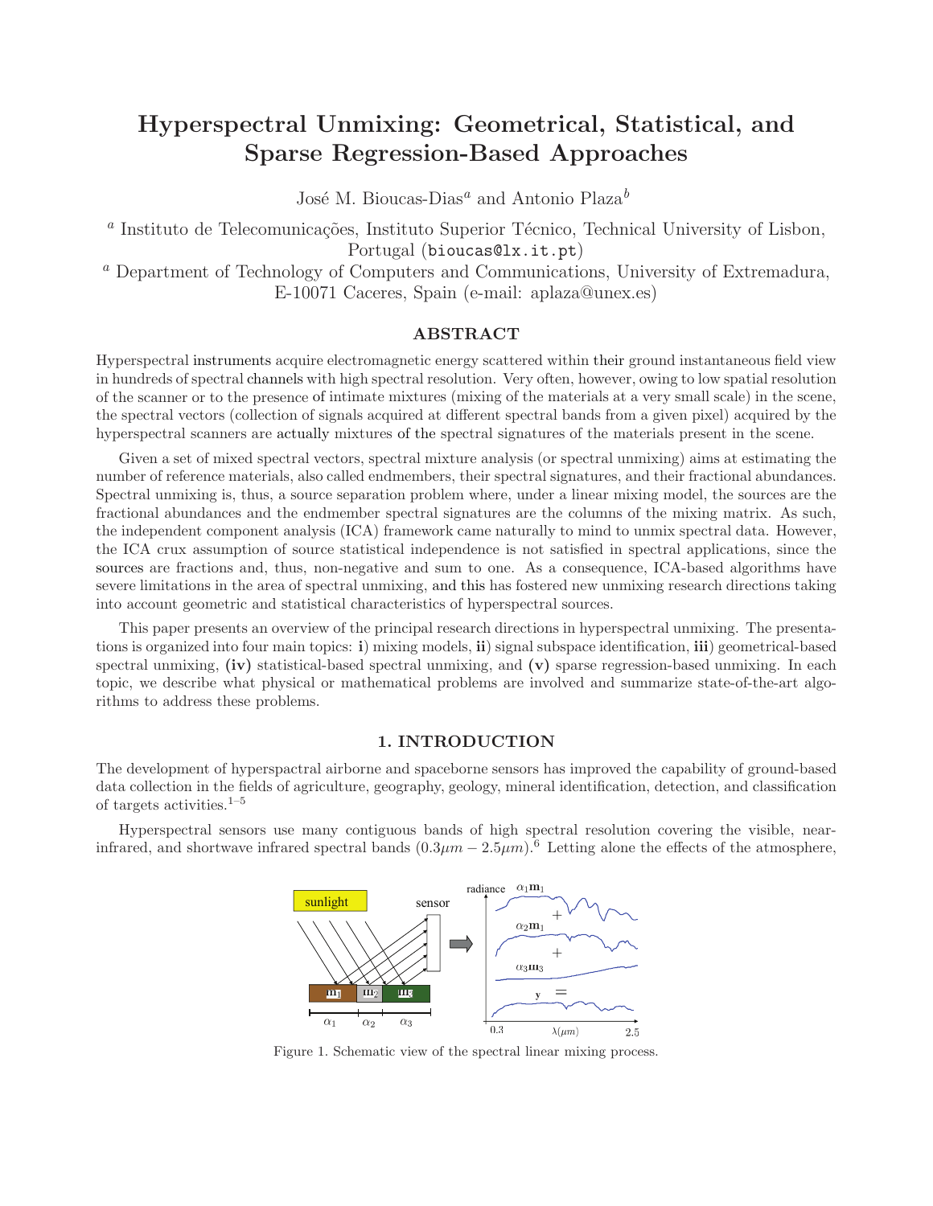# Hyperspectral Unmixing: Geometrical, Statistical, and Sparse Regression-Based Approaches

José M. Bioucas-Dias[a] and Antonio Plaza[b]

[a] Instituto de Telecomunicações, Instituto Superior Técnico, Technical University of Lisbon, Portugal (bioucas@lx.it.pt)

[a] Department of Technology of Computers and Communications, University of Extremadura, E-10071 Caceres, Spain (e-mail: aplaza@unex.es)

## ABSTRACT

Hyperspectral instruments acquire electromagnetic energy scattered within their ground instantaneous field view in hundreds of spectral channels with high spectral resolution. Very often, however, owing to low spatial resolution of the scanner or to the presence of intimate mixtures (mixing of the materials at a very small scale) in the scene, the spectral vectors (collection of signals acquired at different spectral bands from a given pixel) acquired by the hyperspectral scanners are actually mixtures of the spectral signatures of the materials present in the scene.

Given a set of mixed spectral vectors, spectral mixture analysis (or spectral unmixing) aims at estimating the number of reference materials, also called endmembers, their spectral signatures, and their fractional abundances. Spectral unmixing is, thus, a source separation problem where, under a linear mixing model, the sources are the fractional abundances and the endmember spectral signatures are the columns of the mixing matrix. As such, the independent component analysis (ICA) framework came naturally to mind to unmix spectral data. However, the ICA crux assumption of source statistical independence is not satisfied in spectral applications, since the sources are fractions and, thus, non-negative and sum to one. As a consequence, ICA-based algorithms have severe limitations in the area of spectral unmixing, and this has fostered new unmixing research directions taking into account geometric and statistical characteristics of hyperspectral sources.

This paper presents an overview of the principal research directions in hyperspectral unmixing. The presentations is organized into four main topics: **i**) mixing models, **ii**) signal subspace identification, **iii**) geometrical-based spectral unmixing, **(iv)** statistical-based spectral unmixing, and **(v)** sparse regression-based unmixing. In each topic, we describe what physical or mathematical problems are involved and summarize state-of-the-art algorithms to address these problems.

## 1. INTRODUCTION

The development of hyperspactral airborne and spaceborne sensors has improved the capability of ground-based data collection in the fields of agriculture, geography, geology, mineral identification, detection, and classification of targets activities.[1–5]

Hyperspectral sensors use many contiguous bands of high spectral resolution covering the visible, near-infrared, and shortwave infrared spectral bands ($0.3\mu m - 2.5\mu m$).[6] Letting alone the effects of the atmosphere,

Figure 1. Schematic view of the spectral linear mixing process.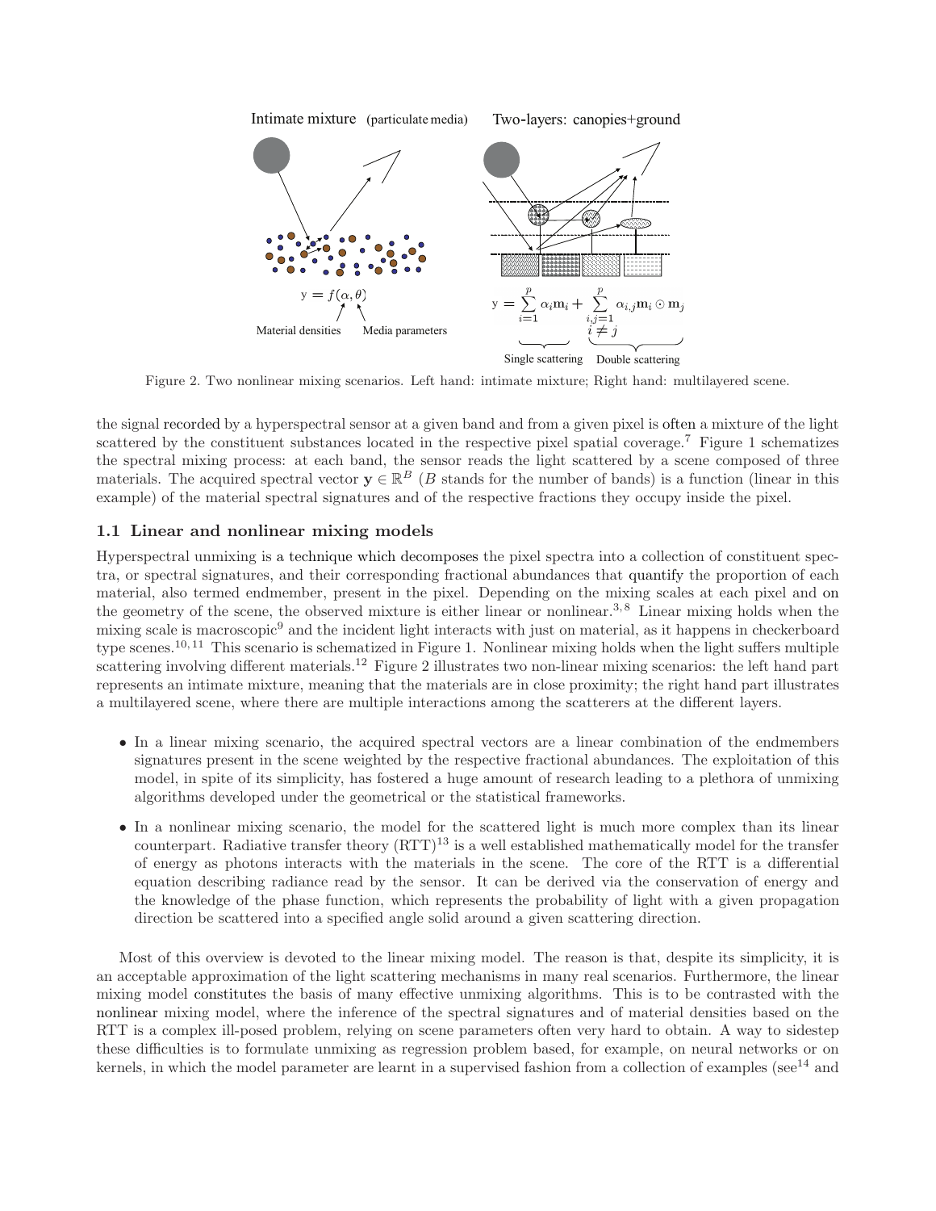Intimate mixture (particulate media)

Two-layers: canopies+ground

$y = f(\alpha, \theta)$

Material densities

Media parameters

$$y = \sum_{i=1}^{p} \alpha_i \mathbf{m}_i + \sum_{\substack{i,j=1 \\ i \neq j}}^{p} \alpha_{i,j} \mathbf{m}_i \odot \mathbf{m}_j$$

Single scattering

Double scattering

Figure 2. Two nonlinear mixing scenarios. Left hand: intimate mixture; Right hand: multilayered scene.

the signal recorded by a hyperspectral sensor at a given band and from a given pixel is often a mixture of the light scattered by the constituent substances located in the respective pixel spatial coverage.[7] Figure 1 schematizes the spectral mixing process: at each band, the sensor reads the light scattered by a scene composed of three materials. The acquired spectral vector $\mathbf{y} \in \mathbb{R}^B$ ($B$ stands for the number of bands) is a function (linear in this example) of the material spectral signatures and of the respective fractions they occupy inside the pixel.

### 1.1 Linear and nonlinear mixing models

Hyperspectral unmixing is a technique which decomposes the pixel spectra into a collection of constituent spectra, or spectral signatures, and their corresponding fractional abundances that quantify the proportion of each material, also termed endmember, present in the pixel. Depending on the mixing scales at each pixel and on the geometry of the scene, the observed mixture is either linear or nonlinear.[3,8] Linear mixing holds when the mixing scale is macroscopic[9] and the incident light interacts with just on material, as it happens in checkerboard type scenes.[10,11] This scenario is schematized in Figure 1. Nonlinear mixing holds when the light suffers multiple scattering involving different materials.[12] Figure 2 illustrates two non-linear mixing scenarios: the left hand part represents an intimate mixture, meaning that the materials are in close proximity; the right hand part illustrates a multilayered scene, where there are multiple interactions among the scatterers at the different layers.

- In a linear mixing scenario, the acquired spectral vectors are a linear combination of the endmembers signatures present in the scene weighted by the respective fractional abundances. The exploitation of this model, in spite of its simplicity, has fostered a huge amount of research leading to a plethora of unmixing algorithms developed under the geometrical or the statistical frameworks.
- In a nonlinear mixing scenario, the model for the scattered light is much more complex than its linear counterpart. Radiative transfer theory (RTT)[13] is a well established mathematically model for the transfer of energy as photons interacts with the materials in the scene. The core of the RTT is a differential equation describing radiance read by the sensor. It can be derived via the conservation of energy and the knowledge of the phase function, which represents the probability of light with a given propagation direction be scattered into a specified angle solid around a given scattering direction.

Most of this overview is devoted to the linear mixing model. The reason is that, despite its simplicity, it is an acceptable approximation of the light scattering mechanisms in many real scenarios. Furthermore, the linear mixing model constitutes the basis of many effective unmixing algorithms. This is to be contrasted with the nonlinear mixing model, where the inference of the spectral signatures and of material densities based on the RTT is a complex ill-posed problem, relying on scene parameters often very hard to obtain. A way to sidestep these difficulties is to formulate unmixing as regression problem based, for example, on neural networks or on kernels, in which the model parameter are learnt in a supervised fashion from a collection of examples (see[14] and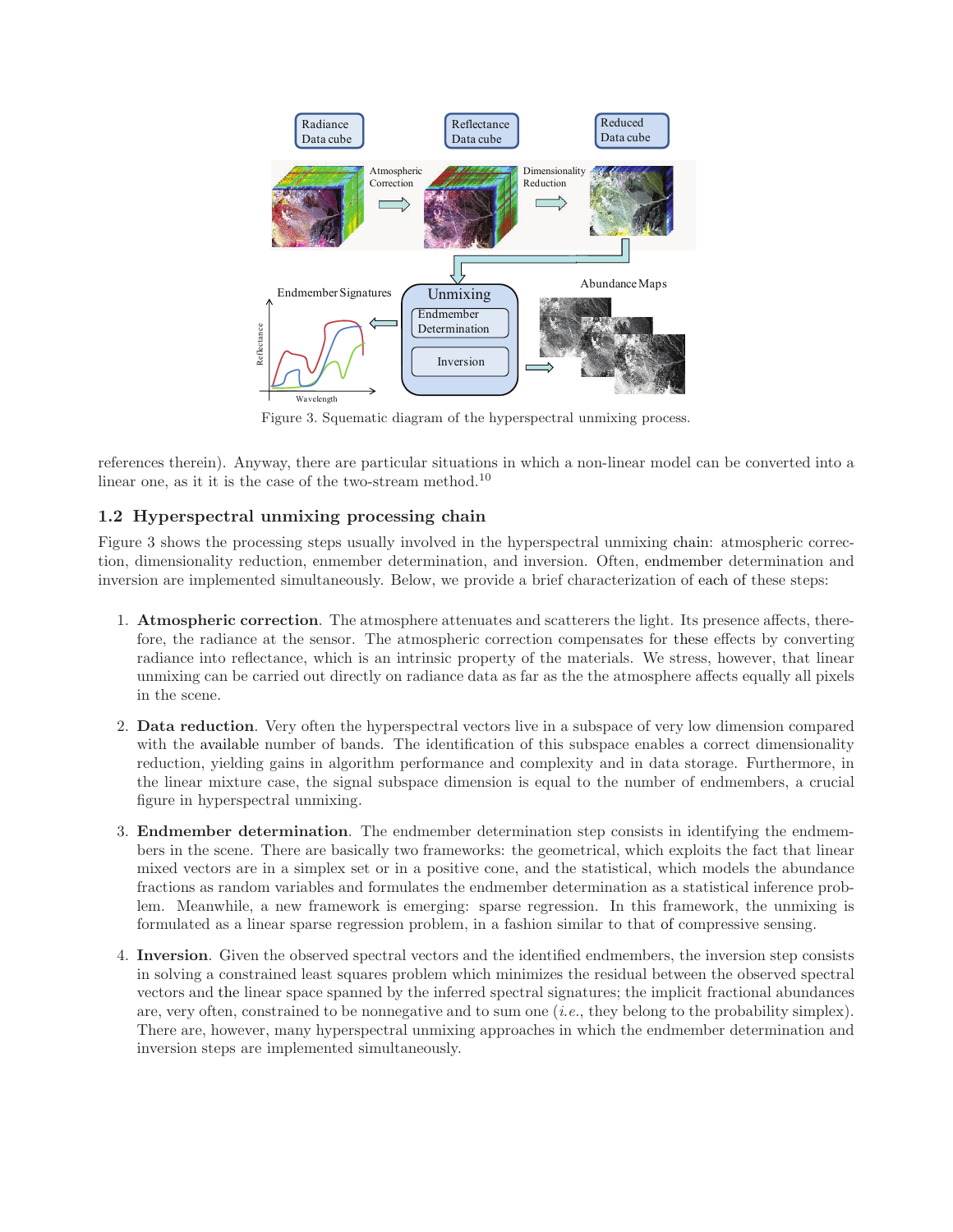Radiance Data cube

Reflectance Data cube

Reduced Data cube

Atmospheric Correction

Dimensionality Reduction

Endmember Signatures

Unmixing

Endmember Determination

Inversion

Abundance Maps

Reflectance

Wavelength

Figure 3. Squematic diagram of the hyperspectral unmixing process.

references therein). Anyway, there are particular situations in which a non-linear model can be converted into a linear one, as it it is the case of the two-stream method.[10]

## 1.2 Hyperspectral unmixing processing chain

Figure 3 shows the processing steps usually involved in the hyperspectral unmixing chain: atmospheric correction, dimensionality reduction, enmember determination, and inversion. Often, endmember determination and inversion are implemented simultaneously. Below, we provide a brief characterization of each of these steps:

1. **Atmospheric correction**. The atmosphere attenuates and scatterers the light. Its presence affects, therefore, the radiance at the sensor. The atmospheric correction compensates for these effects by converting radiance into reflectance, which is an intrinsic property of the materials. We stress, however, that linear unmixing can be carried out directly on radiance data as far as the the atmosphere affects equally all pixels in the scene.

2. **Data reduction**. Very often the hyperspectral vectors live in a subspace of very low dimension compared with the available number of bands. The identification of this subspace enables a correct dimensionality reduction, yielding gains in algorithm performance and complexity and in data storage. Furthermore, in the linear mixture case, the signal subspace dimension is equal to the number of endmembers, a crucial figure in hyperspectral unmixing.

3. **Endmember determination**. The endmember determination step consists in identifying the endmembers in the scene. There are basically two frameworks: the geometrical, which exploits the fact that linear mixed vectors are in a simplex set or in a positive cone, and the statistical, which models the abundance fractions as random variables and formulates the endmember determination as a statistical inference problem. Meanwhile, a new framework is emerging: sparse regression. In this framework, the unmixing is formulated as a linear sparse regression problem, in a fashion similar to that of compressive sensing.

4. **Inversion**. Given the observed spectral vectors and the identified endmembers, the inversion step consists in solving a constrained least squares problem which minimizes the residual between the observed spectral vectors and the linear space spanned by the inferred spectral signatures; the implicit fractional abundances are, very often, constrained to be nonnegative and to sum one (*i.e.*, they belong to the probability simplex). There are, however, many hyperspectral unmixing approaches in which the endmember determination and inversion steps are implemented simultaneously.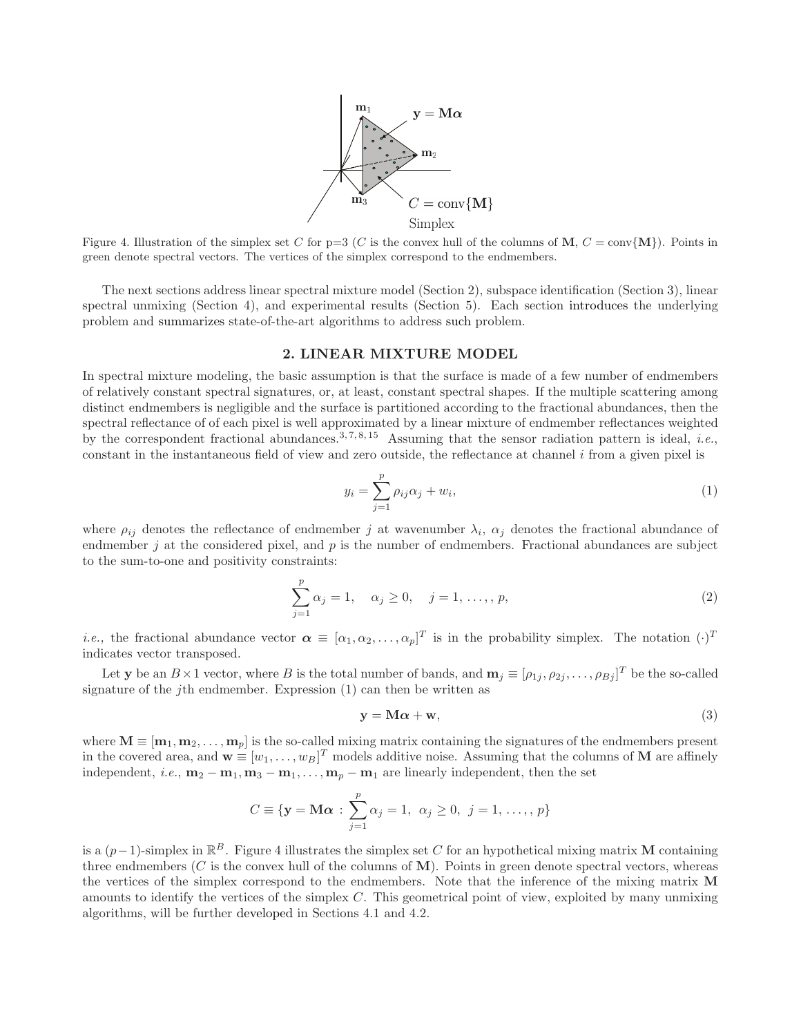Figure 4. Illustration of the simplex set $C$ for p=3 ($C$ is the convex hull of the columns of $\mathbf{M}$, $C = \text{conv}\{\mathbf{M}\}$). Points in green denote spectral vectors. The vertices of the simplex correspond to the endmembers.

The next sections address linear spectral mixture model (Section 2), subspace identification (Section 3), linear spectral unmixing (Section 4), and experimental results (Section 5). Each section introduces the underlying problem and summarizes state-of-the-art algorithms to address such problem.

## 2. LINEAR MIXTURE MODEL

In spectral mixture modeling, the basic assumption is that the surface is made of a few number of endmembers of relatively constant spectral signatures, or, at least, constant spectral shapes. If the multiple scattering among distinct endmembers is negligible and the surface is partitioned according to the fractional abundances, then the spectral reflectance of of each pixel is well approximated by a linear mixture of endmember reflectances weighted by the correspondent fractional abundances.[3,7,8,15] Assuming that the sensor radiation pattern is ideal, *i.e.*, constant in the instantaneous field of view and zero outside, the reflectance at channel $i$ from a given pixel is

$$y_i = \sum_{j=1}^{p} \rho_{ij}\alpha_j + w_i, \tag{1}$$

where $\rho_{ij}$ denotes the reflectance of endmember $j$ at wavenumber $\lambda_i$, $\alpha_j$ denotes the fractional abundance of endmember $j$ at the considered pixel, and $p$ is the number of endmembers. Fractional abundances are subject to the sum-to-one and positivity constraints:

$$\sum_{j=1}^{p} \alpha_j = 1, \quad \alpha_j \geq 0, \quad j = 1, \ldots, , p, \tag{2}$$

*i.e.,* the fractional abundance vector $\boldsymbol{\alpha} \equiv [\alpha_1, \alpha_2, \ldots, \alpha_p]^T$ is in the probability simplex. The notation $(\cdot)^T$ indicates vector transposed.

Let $\mathbf{y}$ be an $B \times 1$ vector, where $B$ is the total number of bands, and $\mathbf{m}_j \equiv [\rho_{1j}, \rho_{2j}, \ldots, \rho_{Bj}]^T$ be the so-called signature of the $j$th endmember. Expression (1) can then be written as

$$\mathbf{y} = \mathbf{M}\boldsymbol{\alpha} + \mathbf{w}, \tag{3}$$

where $\mathbf{M} \equiv [\mathbf{m}_1, \mathbf{m}_2, \ldots, \mathbf{m}_p]$ is the so-called mixing matrix containing the signatures of the endmembers present in the covered area, and $\mathbf{w} \equiv [w_1, \ldots, w_B]^T$ models additive noise. Assuming that the columns of $\mathbf{M}$ are affinely independent, *i.e.*, $\mathbf{m}_2 - \mathbf{m}_1, \mathbf{m}_3 - \mathbf{m}_1, \ldots, \mathbf{m}_p - \mathbf{m}_1$ are linearly independent, then the set

$$C \equiv \{\mathbf{y} = \mathbf{M}\boldsymbol{\alpha} : \sum_{j=1}^{p} \alpha_j = 1, \ \alpha_j \geq 0, \ j = 1, \ldots, , p\}$$

is a $(p-1)$-simplex in $\mathbb{R}^B$. Figure 4 illustrates the simplex set $C$ for an hypothetical mixing matrix $\mathbf{M}$ containing three endmembers ($C$ is the convex hull of the columns of $\mathbf{M}$). Points in green denote spectral vectors, whereas the vertices of the simplex correspond to the endmembers. Note that the inference of the mixing matrix $\mathbf{M}$ amounts to identify the vertices of the simplex $C$. This geometrical point of view, exploited by many unmixing algorithms, will be further developed in Sections 4.1 and 4.2.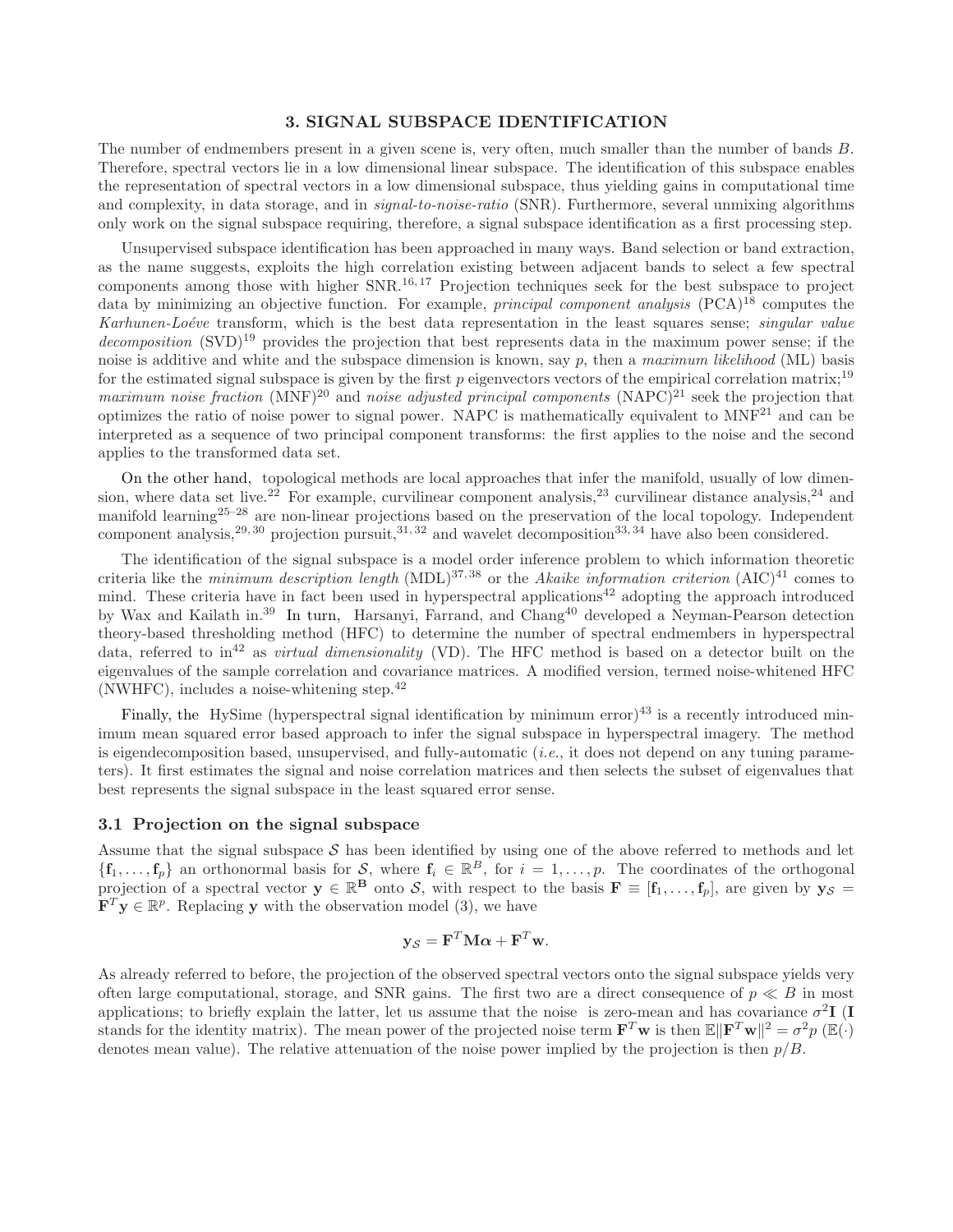# 3. SIGNAL SUBSPACE IDENTIFICATION

The number of endmembers present in a given scene is, very often, much smaller than the number of bands $B$. Therefore, spectral vectors lie in a low dimensional linear subspace. The identification of this subspace enables the representation of spectral vectors in a low dimensional subspace, thus yielding gains in computational time and complexity, in data storage, and in *signal-to-noise-ratio* (SNR). Furthermore, several unmixing algorithms only work on the signal subspace requiring, therefore, a signal subspace identification as a first processing step.

Unsupervised subspace identification has been approached in many ways. Band selection or band extraction, as the name suggests, exploits the high correlation existing between adjacent bands to select a few spectral components among those with higher SNR.[16,17] Projection techniques seek for the best subspace to project data by minimizing an objective function. For example, *principal component analysis* (PCA)[18] computes the *Karhunen-Loéve* transform, which is the best data representation in the least squares sense; *singular value decomposition* (SVD)[19] provides the projection that best represents data in the maximum power sense; if the noise is additive and white and the subspace dimension is known, say $p$, then a *maximum likelihood* (ML) basis for the estimated signal subspace is given by the first $p$ eigenvectors vectors of the empirical correlation matrix;[19] *maximum noise fraction* (MNF)[20] and *noise adjusted principal components* (NAPC)[21] seek the projection that optimizes the ratio of noise power to signal power. NAPC is mathematically equivalent to MNF[21] and can be interpreted as a sequence of two principal component transforms: the first applies to the noise and the second applies to the transformed data set.

On the other hand, topological methods are local approaches that infer the manifold, usually of low dimension, where data set live.[22] For example, curvilinear component analysis,[23] curvilinear distance analysis,[24] and manifold learning[25–28] are non-linear projections based on the preservation of the local topology. Independent component analysis,[29,30] projection pursuit,[31,32] and wavelet decomposition[33,34] have also been considered.

The identification of the signal subspace is a model order inference problem to which information theoretic criteria like the *minimum description length* (MDL)[37,38] or the *Akaike information criterion* (AIC)[41] comes to mind. These criteria have in fact been used in hyperspectral applications[42] adopting the approach introduced by Wax and Kailath in.[39] In turn, Harsanyi, Farrand, and Chang[40] developed a Neyman-Pearson detection theory-based thresholding method (HFC) to determine the number of spectral endmembers in hyperspectral data, referred to in[42] as *virtual dimensionality* (VD). The HFC method is based on a detector built on the eigenvalues of the sample correlation and covariance matrices. A modified version, termed noise-whitened HFC (NWHFC), includes a noise-whitening step.[42]

Finally, the HySime (hyperspectral signal identification by minimum error)[43] is a recently introduced minimum mean squared error based approach to infer the signal subspace in hyperspectral imagery. The method is eigendecomposition based, unsupervised, and fully-automatic (*i.e.*, it does not depend on any tuning parameters). It first estimates the signal and noise correlation matrices and then selects the subset of eigenvalues that best represents the signal subspace in the least squared error sense.

## 3.1 Projection on the signal subspace

Assume that the signal subspace $\mathcal{S}$ has been identified by using one of the above referred to methods and let $\{\mathbf{f}_1, \ldots, \mathbf{f}_p\}$ an orthonormal basis for $\mathcal{S}$, where $\mathbf{f}_i \in \mathbb{R}^B$, for $i = 1, \ldots, p$. The coordinates of the orthogonal projection of a spectral vector $\mathbf{y} \in \mathbb{R}^{\mathbf{B}}$ onto $\mathcal{S}$, with respect to the basis $\mathbf{F} \equiv [\mathbf{f}_1, \ldots, \mathbf{f}_p]$, are given by $\mathbf{y}_{\mathcal{S}} = \mathbf{F}^T\mathbf{y} \in \mathbb{R}^p$. Replacing $\mathbf{y}$ with the observation model (3), we have

$$\mathbf{y}_{\mathcal{S}} = \mathbf{F}^T\mathbf{M}\boldsymbol{\alpha} + \mathbf{F}^T\mathbf{w}.$$

As already referred to before, the projection of the observed spectral vectors onto the signal subspace yields very often large computational, storage, and SNR gains. The first two are a direct consequence of $p \ll B$ in most applications; to briefly explain the latter, let us assume that the noise is zero-mean and has covariance $\sigma^2\mathbf{I}$ ($\mathbf{I}$ stands for the identity matrix). The mean power of the projected noise term $\mathbf{F}^T\mathbf{w}$ is then $\mathbb{E}\|\mathbf{F}^T\mathbf{w}\|^2 = \sigma^2 p$ ($\mathbb{E}(\cdot)$ denotes mean value). The relative attenuation of the noise power implied by the projection is then $p/B$.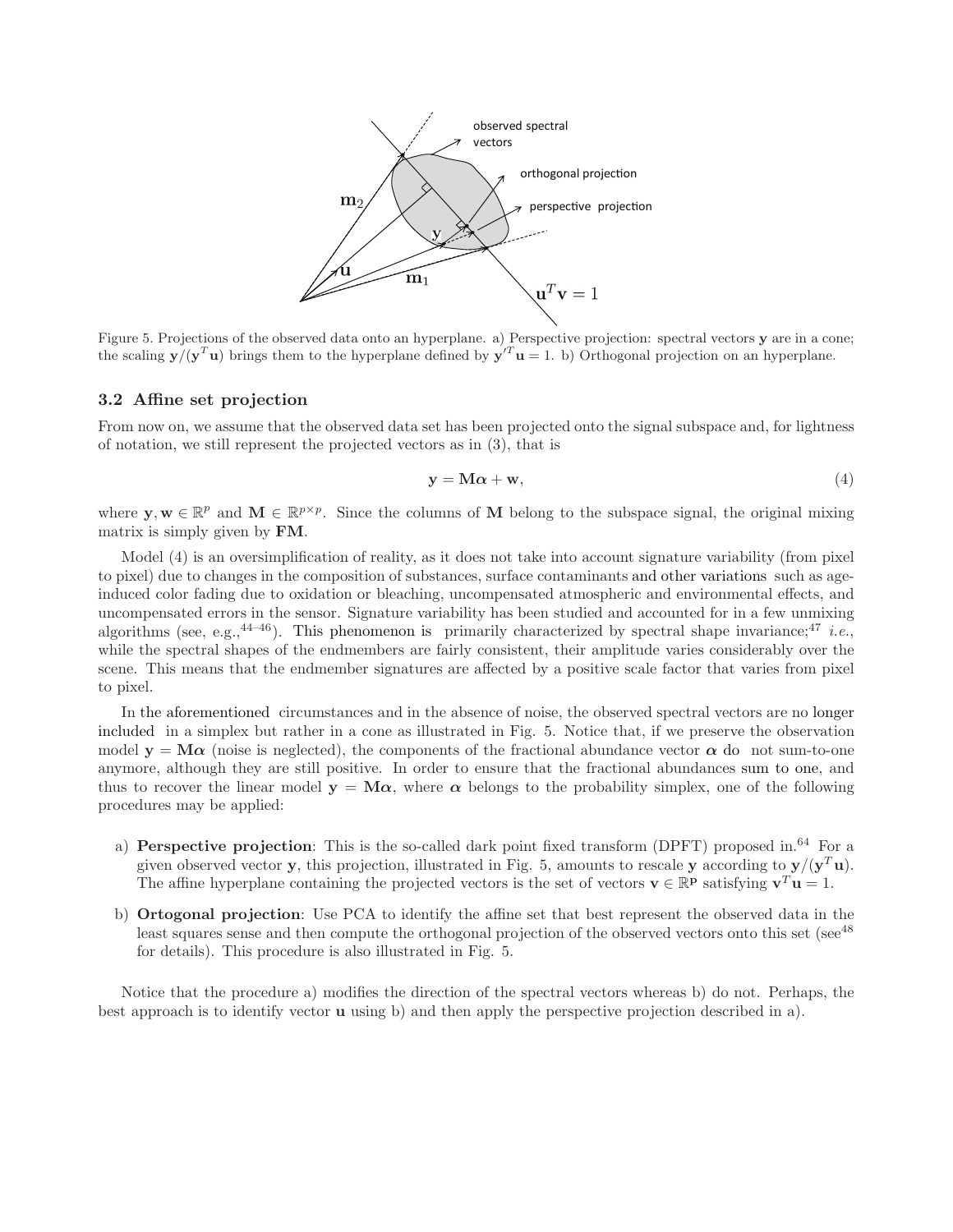Figure 5. Projections of the observed data onto an hyperplane. a) Perspective projection: spectral vectors $\mathbf{y}$ are in a cone; the scaling $\mathbf{y}/(\mathbf{y}^T\mathbf{u})$ brings them to the hyperplane defined by $\mathbf{y}'^T\mathbf{u} = 1$. b) Orthogonal projection on an hyperplane.

### 3.2 Affine set projection

From now on, we assume that the observed data set has been projected onto the signal subspace and, for lightness of notation, we still represent the projected vectors as in (3), that is

$$\mathbf{y} = \mathbf{M}\boldsymbol{\alpha} + \mathbf{w}, \tag{4}$$

where $\mathbf{y}, \mathbf{w} \in \mathbb{R}^p$ and $\mathbf{M} \in \mathbb{R}^{p \times p}$. Since the columns of $\mathbf{M}$ belong to the subspace signal, the original mixing matrix is simply given by $\mathbf{FM}$.

Model (4) is an oversimplification of reality, as it does not take into account signature variability (from pixel to pixel) due to changes in the composition of substances, surface contaminants and other variations such as age-induced color fading due to oxidation or bleaching, uncompensated atmospheric and environmental effects, and uncompensated errors in the sensor. Signature variability has been studied and accounted for in a few unmixing algorithms (see, e.g.,[44–46]). This phenomenon is primarily characterized by spectral shape invariance;[47] *i.e.*, while the spectral shapes of the endmembers are fairly consistent, their amplitude varies considerably over the scene. This means that the endmember signatures are affected by a positive scale factor that varies from pixel to pixel.

In the aforementioned circumstances and in the absence of noise, the observed spectral vectors are no longer included in a simplex but rather in a cone as illustrated in Fig. 5. Notice that, if we preserve the observation model $\mathbf{y} = \mathbf{M}\boldsymbol{\alpha}$ (noise is neglected), the components of the fractional abundance vector $\boldsymbol{\alpha}$ do not sum-to-one anymore, although they are still positive. In order to ensure that the fractional abundances sum to one, and thus to recover the linear model $\mathbf{y} = \mathbf{M}\boldsymbol{\alpha}$, where $\boldsymbol{\alpha}$ belongs to the probability simplex, one of the following procedures may be applied:

a) **Perspective projection**: This is the so-called dark point fixed transform (DPFT) proposed in.[64] For a given observed vector $\mathbf{y}$, this projection, illustrated in Fig. 5, amounts to rescale $\mathbf{y}$ according to $\mathbf{y}/(\mathbf{y}^T\mathbf{u})$. The affine hyperplane containing the projected vectors is the set of vectors $\mathbf{v} \in \mathbb{R}^p$ satisfying $\mathbf{v}^T\mathbf{u} = 1$.

b) **Ortogonal projection**: Use PCA to identify the affine set that best represent the observed data in the least squares sense and then compute the orthogonal projection of the observed vectors onto this set (see[48] for details). This procedure is also illustrated in Fig. 5.

Notice that the procedure a) modifies the direction of the spectral vectors whereas b) do not. Perhaps, the best approach is to identify vector $\mathbf{u}$ using b) and then apply the perspective projection described in a).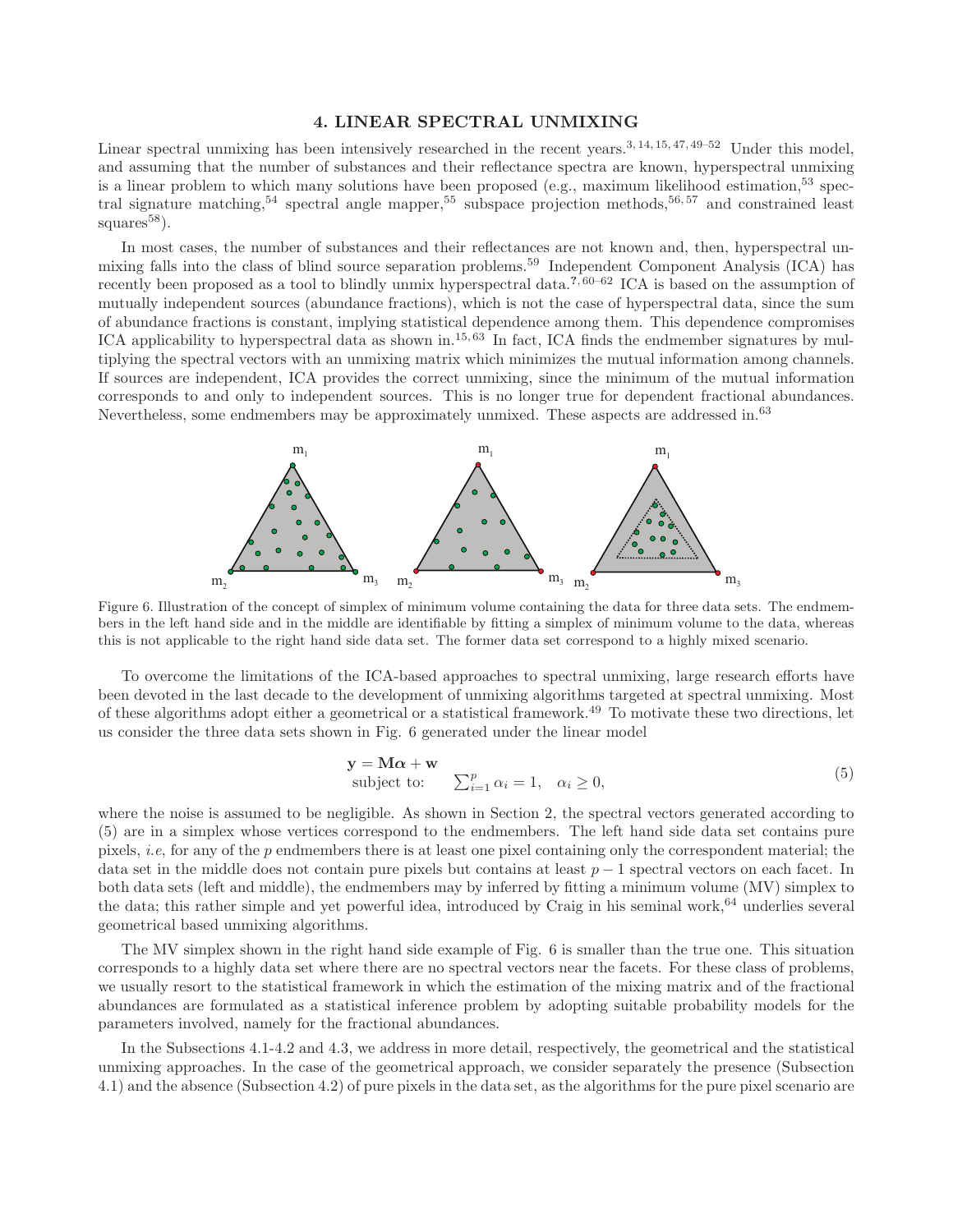# 4. LINEAR SPECTRAL UNMIXING

Linear spectral unmixing has been intensively researched in the recent years.[3,14,15,47,49–52] Under this model, and assuming that the number of substances and their reflectance spectra are known, hyperspectral unmixing is a linear problem to which many solutions have been proposed (e.g., maximum likelihood estimation,[53] spectral signature matching,[54] spectral angle mapper,[55] subspace projection methods,[56,57] and constrained least squares[58]).

In most cases, the number of substances and their reflectances are not known and, then, hyperspectral unmixing falls into the class of blind source separation problems.[59] Independent Component Analysis (ICA) has recently been proposed as a tool to blindly unmix hyperspectral data.[?,60–62] ICA is based on the assumption of mutually independent sources (abundance fractions), which is not the case of hyperspectral data, since the sum of abundance fractions is constant, implying statistical dependence among them. This dependence compromises ICA applicability to hyperspectral data as shown in.[15,63] In fact, ICA finds the endmember signatures by multiplying the spectral vectors with an unmixing matrix which minimizes the mutual information among channels. If sources are independent, ICA provides the correct unmixing, since the minimum of the mutual information corresponds to and only to independent sources. This is no longer true for dependent fractional abundances. Nevertheless, some endmembers may be approximately unmixed. These aspects are addressed in.[63]

Figure 6. Illustration of the concept of simplex of minimum volume containing the data for three data sets. The endmembers in the left hand side and in the middle are identifiable by fitting a simplex of minimum volume to the data, whereas this is not applicable to the right hand side data set. The former data set correspond to a highly mixed scenario.

To overcome the limitations of the ICA-based approaches to spectral unmixing, large research efforts have been devoted in the last decade to the development of unmixing algorithms targeted at spectral unmixing. Most of these algorithms adopt either a geometrical or a statistical framework.[49] To motivate these two directions, let us consider the three data sets shown in Fig. 6 generated under the linear model

$$
\begin{aligned}
&\mathbf{y} = \mathbf{M}\boldsymbol{\alpha} + \mathbf{w} \\
&\text{subject to:} \quad \textstyle\sum_{i=1}^{p} \alpha_i = 1, \quad \alpha_i \geq 0,
\end{aligned}
\tag{5}
$$

where the noise is assumed to be negligible. As shown in Section 2, the spectral vectors generated according to (5) are in a simplex whose vertices correspond to the endmembers. The left hand side data set contains pure pixels, *i.e*, for any of the $p$ endmembers there is at least one pixel containing only the correspondent material; the data set in the middle does not contain pure pixels but contains at least $p-1$ spectral vectors on each facet. In both data sets (left and middle), the endmembers may by inferred by fitting a minimum volume (MV) simplex to the data; this rather simple and yet powerful idea, introduced by Craig in his seminal work,[64] underlies several geometrical based unmixing algorithms.

The MV simplex shown in the right hand side example of Fig. 6 is smaller than the true one. This situation corresponds to a highly data set where there are no spectral vectors near the facets. For these class of problems, we usually resort to the statistical framework in which the estimation of the mixing matrix and of the fractional abundances are formulated as a statistical inference problem by adopting suitable probability models for the parameters involved, namely for the fractional abundances.

In the Subsections 4.1-4.2 and 4.3, we address in more detail, respectively, the geometrical and the statistical unmixing approaches. In the case of the geometrical approach, we consider separately the presence (Subsection 4.1) and the absence (Subsection 4.2) of pure pixels in the data set, as the algorithms for the pure pixel scenario are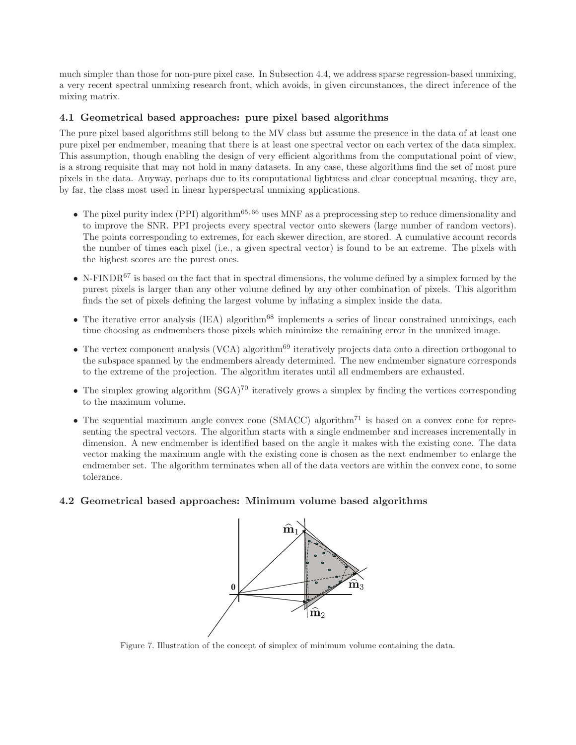much simpler than those for non-pure pixel case. In Subsection 4.4, we address sparse regression-based unmixing, a very recent spectral unmixing research front, which avoids, in given circunstances, the direct inference of the mixing matrix.

### 4.1 Geometrical based approaches: pure pixel based algorithms

The pure pixel based algorithms still belong to the MV class but assume the presence in the data of at least one pure pixel per endmember, meaning that there is at least one spectral vector on each vertex of the data simplex. This assumption, though enabling the design of very efficient algorithms from the computational point of view, is a strong requisite that may not hold in many datasets. In any case, these algorithms find the set of most pure pixels in the data. Anyway, perhaps due to its computational lightness and clear conceptual meaning, they are, by far, the class most used in linear hyperspectral unmixing applications.

- The pixel purity index (PPI) algorithm[65, 66] uses MNF as a preprocessing step to reduce dimensionality and to improve the SNR. PPI projects every spectral vector onto skewers (large number of random vectors). The points corresponding to extremes, for each skewer direction, are stored. A cumulative account records the number of times each pixel (i.e., a given spectral vector) is found to be an extreme. The pixels with the highest scores are the purest ones.
- N-FINDR[67] is based on the fact that in spectral dimensions, the volume defined by a simplex formed by the purest pixels is larger than any other volume defined by any other combination of pixels. This algorithm finds the set of pixels defining the largest volume by inflating a simplex inside the data.
- The iterative error analysis (IEA) algorithm[68] implements a series of linear constrained unmixings, each time choosing as endmembers those pixels which minimize the remaining error in the unmixed image.
- The vertex component analysis (VCA) algorithm[69] iteratively projects data onto a direction orthogonal to the subspace spanned by the endmembers already determined. The new endmember signature corresponds to the extreme of the projection. The algorithm iterates until all endmembers are exhausted.
- The simplex growing algorithm (SGA)[70] iteratively grows a simplex by finding the vertices corresponding to the maximum volume.
- The sequential maximum angle convex cone (SMACC) algorithm[71] is based on a convex cone for representing the spectral vectors. The algorithm starts with a single endmember and increases incrementally in dimension. A new endmember is identified based on the angle it makes with the existing cone. The data vector making the maximum angle with the existing cone is chosen as the next endmember to enlarge the endmember set. The algorithm terminates when all of the data vectors are within the convex cone, to some tolerance.

### 4.2 Geometrical based approaches: Minimum volume based algorithms

$\widehat{\mathbf{m}}_1$

$\mathbf{0}$

$\widehat{\mathbf{m}}_3$

$\widehat{\mathbf{m}}_2$

Figure 7. Illustration of the concept of simplex of minimum volume containing the data.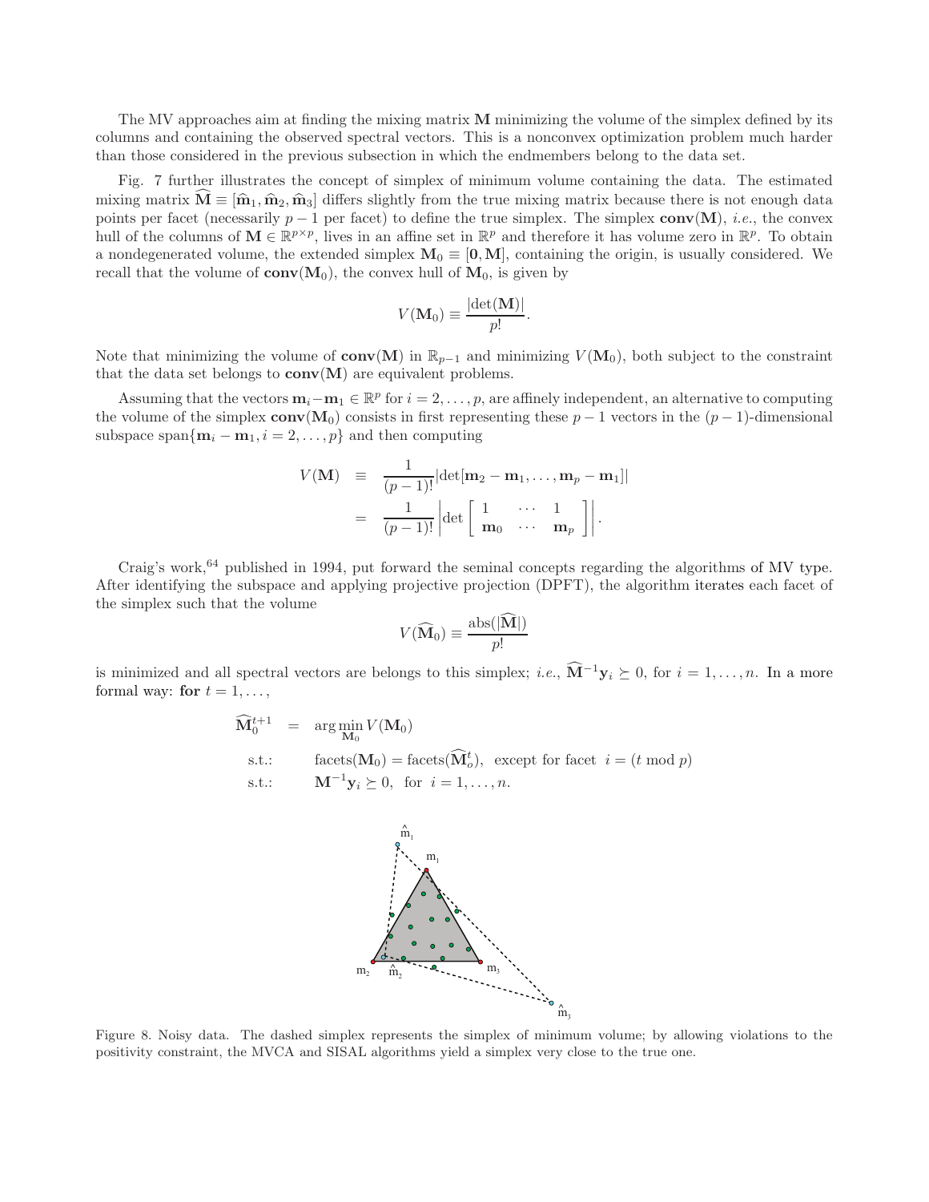The MV approaches aim at finding the mixing matrix $\mathbf{M}$ minimizing the volume of the simplex defined by its columns and containing the observed spectral vectors. This is a nonconvex optimization problem much harder than those considered in the previous subsection in which the endmembers belong to the data set.

Fig. 7 further illustrates the concept of simplex of minimum volume containing the data. The estimated mixing matrix $\widehat{\mathbf{M}} \equiv [\widehat{\mathbf{m}}_1, \widehat{\mathbf{m}}_2, \widehat{\mathbf{m}}_3]$ differs slightly from the true mixing matrix because there is not enough data points per facet (necessarily $p-1$ per facet) to define the true simplex. The simplex $\mathbf{conv}(\mathbf{M})$, *i.e.*, the convex hull of the columns of $\mathbf{M} \in \mathbb{R}^{p\times p}$, lives in an affine set in $\mathbb{R}^p$ and therefore it has volume zero in $\mathbb{R}^p$. To obtain a nondegenerated volume, the extended simplex $\mathbf{M}_0 \equiv [\mathbf{0}, \mathbf{M}]$, containing the origin, is usually considered. We recall that the volume of $\mathbf{conv}(\mathbf{M}_0)$, the convex hull of $\mathbf{M}_0$, is given by

$$V(\mathbf{M}_0) \equiv \frac{|\det(\mathbf{M})|}{p!}.$$

Note that minimizing the volume of $\mathbf{conv}(\mathbf{M})$ in $\mathbb{R}_{p-1}$ and minimizing $V(\mathbf{M}_0)$, both subject to the constraint that the data set belongs to $\mathbf{conv}(\mathbf{M})$ are equivalent problems.

Assuming that the vectors $\mathbf{m}_i - \mathbf{m}_1 \in \mathbb{R}^p$ for $i = 2, \ldots, p$, are affinely independent, an alternative to computing the volume of the simplex $\mathbf{conv}(\mathbf{M}_0)$ consists in first representing these $p-1$ vectors in the $(p-1)$-dimensional subspace $\text{span}\{\mathbf{m}_i - \mathbf{m}_1, i = 2, \ldots, p\}$ and then computing

$$\begin{aligned} V(\mathbf{M}) &\equiv \frac{1}{(p-1)!}|\det[\mathbf{m}_2 - \mathbf{m}_1, \ldots, \mathbf{m}_p - \mathbf{m}_1]| \\ &= \frac{1}{(p-1)!}\left|\det\begin{bmatrix} 1 & \cdots & 1 \\ \mathbf{m}_0 & \cdots & \mathbf{m}_p \end{bmatrix}\right|. \end{aligned}$$

Craig's work,[64] published in 1994, put forward the seminal concepts regarding the algorithms of MV type. After identifying the subspace and applying projective projection (DPFT), the algorithm iterates each facet of the simplex such that the volume

$$V(\widehat{\mathbf{M}}_0) \equiv \frac{\text{abs}(|\widehat{\mathbf{M}}|)}{p!}$$

is minimized and all spectral vectors are belongs to this simplex; *i.e.*, $\widehat{\mathbf{M}}^{-1}\mathbf{y}_i \succeq 0$, for $i = 1, \ldots, n$. In a more formal way: **for** $t = 1, \ldots,$

$$\begin{aligned} \widehat{\mathbf{M}}_0^{t+1} &= \arg\min_{\mathbf{M}_0} V(\mathbf{M}_0) \\ \text{s.t.:} &\quad \text{facets}(\mathbf{M}_0) = \text{facets}(\widehat{\mathbf{M}}_o^t), \text{ except for facet } i = (t \bmod p) \\ \text{s.t.:} &\quad \mathbf{M}^{-1}\mathbf{y}_i \succeq 0, \text{ for } i = 1, \ldots, n. \end{aligned}$$

Figure 8. Noisy data. The dashed simplex represents the simplex of minimum volume; by allowing violations to the positivity constraint, the MVCA and SISAL algorithms yield a simplex very close to the true one.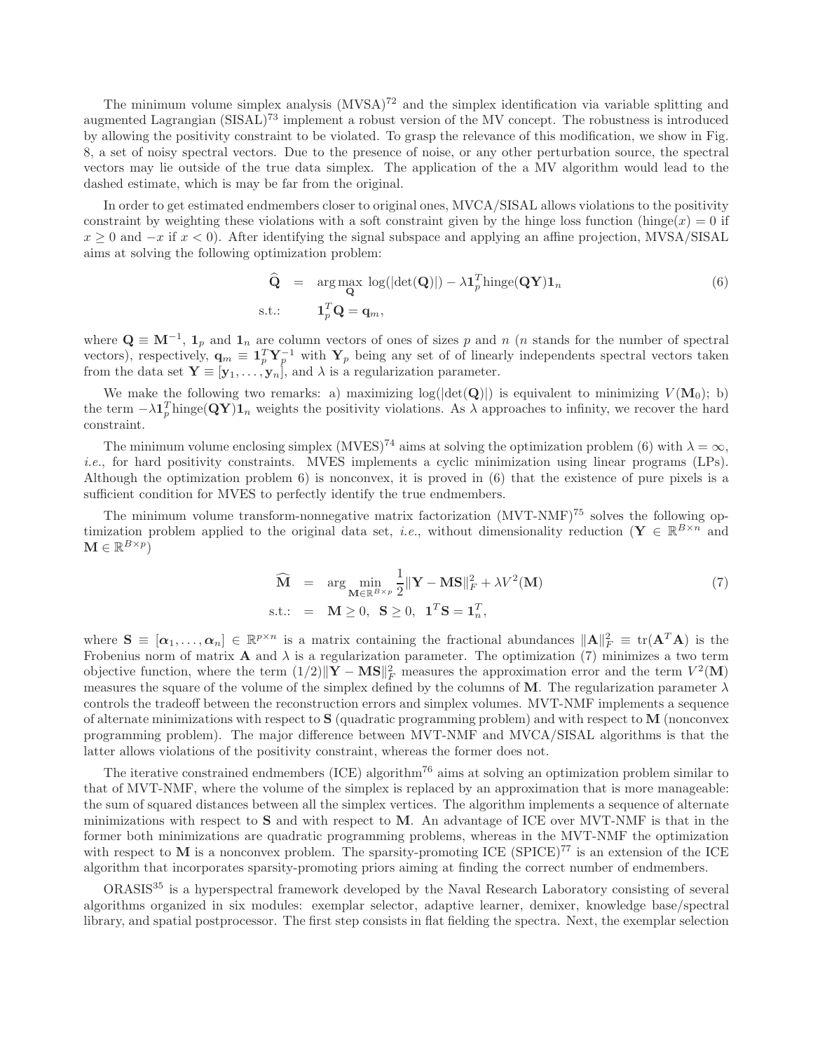The minimum volume simplex analysis (MVSA)[72] and the simplex identification via variable splitting and augmented Lagrangian (SISAL)[73] implement a robust version of the MV concept. The robustness is introduced by allowing the positivity constraint to be violated. To grasp the relevance of this modification, we show in Fig. 8, a set of noisy spectral vectors. Due to the presence of noise, or any other perturbation source, the spectral vectors may lie outside of the true data simplex. The application of the a MV algorithm would lead to the dashed estimate, which is may be far from the original.

In order to get estimated endmembers closer to original ones, MVCA/SISAL allows violations to the positivity constraint by weighting these violations with a soft constraint given by the hinge loss function (hinge$(x) = 0$ if $x \geq 0$ and $-x$ if $x < 0$). After identifying the signal subspace and applying an affine projection, MVSA/SISAL aims at solving the following optimization problem:

$$
\begin{aligned}
\widehat{\mathbf{Q}} &= \arg\max_{\mathbf{Q}} \log(|\det(\mathbf{Q})|) - \lambda \mathbf{1}_p^T \text{hinge}(\mathbf{Q}\mathbf{Y})\mathbf{1}_n \\
\text{s.t.:} \quad & \mathbf{1}_p^T \mathbf{Q} = \mathbf{q}_m,
\end{aligned}
\tag{6}
$$

where $\mathbf{Q} \equiv \mathbf{M}^{-1}$, $\mathbf{1}_p$ and $\mathbf{1}_n$ are column vectors of ones of sizes $p$ and $n$ ($n$ stands for the number of spectral vectors), respectively, $\mathbf{q}_m \equiv \mathbf{1}_p^T \mathbf{Y}_p^{-1}$ with $\mathbf{Y}_p$ being any set of of linearly independents spectral vectors taken from the data set $\mathbf{Y} \equiv [\mathbf{y}_1, \ldots, \mathbf{y}_n]$, and $\lambda$ is a regularization parameter.

We make the following two remarks: a) maximizing $\log(|\det(\mathbf{Q})|)$ is equivalent to minimizing $V(\mathbf{M}_0)$; b) the term $-\lambda \mathbf{1}_p^T \text{hinge}(\mathbf{Q}\mathbf{Y})\mathbf{1}_n$ weights the positivity violations. As $\lambda$ approaches to infinity, we recover the hard constraint.

The minimum volume enclosing simplex (MVES)[74] aims at solving the optimization problem (6) with $\lambda = \infty$, *i.e.*, for hard positivity constraints. MVES implements a cyclic minimization using linear programs (LPs). Although the optimization problem 6) is nonconvex, it is proved in (6) that the existence of pure pixels is a sufficient condition for MVES to perfectly identify the true endmembers.

The minimum volume transform-nonnegative matrix factorization (MVT-NMF)[75] solves the following optimization problem applied to the original data set, *i.e.*, without dimensionality reduction ($\mathbf{Y} \in \mathbb{R}^{B \times n}$ and $\mathbf{M} \in \mathbb{R}^{B \times p}$)

$$
\begin{aligned}
\widehat{\mathbf{M}} &= \arg\min_{\mathbf{M} \in \mathbb{R}^{B \times p}} \frac{1}{2} \|\mathbf{Y} - \mathbf{M}\mathbf{S}\|_F^2 + \lambda V^2(\mathbf{M}) \\
\text{s.t.:} &= \mathbf{M} \geq 0, \;\; \mathbf{S} \geq 0, \;\; \mathbf{1}^T \mathbf{S} = \mathbf{1}_n^T,
\end{aligned}
\tag{7}
$$

where $\mathbf{S} \equiv [\boldsymbol{\alpha}_1, \ldots, \boldsymbol{\alpha}_n] \in \mathbb{R}^{p \times n}$ is a matrix containing the fractional abundances $\|\mathbf{A}\|_F^2 \equiv \text{tr}(\mathbf{A}^T\mathbf{A})$ is the Frobenius norm of matrix $\mathbf{A}$ and $\lambda$ is a regularization parameter. The optimization (7) minimizes a two term objective function, where the term $(1/2)\|\mathbf{Y} - \mathbf{M}\mathbf{S}\|_F^2$ measures the approximation error and the term $V^2(\mathbf{M})$ measures the square of the volume of the simplex defined by the columns of $\mathbf{M}$. The regularization parameter $\lambda$ controls the tradeoff between the reconstruction errors and simplex volumes. MVT-NMF implements a sequence of alternate minimizations with respect to $\mathbf{S}$ (quadratic programming problem) and with respect to $\mathbf{M}$ (nonconvex programming problem). The major difference between MVT-NMF and MVCA/SISAL algorithms is that the latter allows violations of the positivity constraint, whereas the former does not.

The iterative constrained endmembers (ICE) algorithm[76] aims at solving an optimization problem similar to that of MVT-NMF, where the volume of the simplex is replaced by an approximation that is more manageable: the sum of squared distances between all the simplex vertices. The algorithm implements a sequence of alternate minimizations with respect to $\mathbf{S}$ and with respect to $\mathbf{M}$. An advantage of ICE over MVT-NMF is that in the former both minimizations are quadratic programming problems, whereas in the MVT-NMF the optimization with respect to $\mathbf{M}$ is a nonconvex problem. The sparsity-promoting ICE (SPICE)[77] is an extension of the ICE algorithm that incorporates sparsity-promoting priors aiming at finding the correct number of endmembers.

ORASIS[35] is a hyperspectral framework developed by the Naval Research Laboratory consisting of several algorithms organized in six modules: exemplar selector, adaptive learner, demixer, knowledge base/spectral library, and spatial postprocessor. The first step consists in flat fielding the spectra. Next, the exemplar selection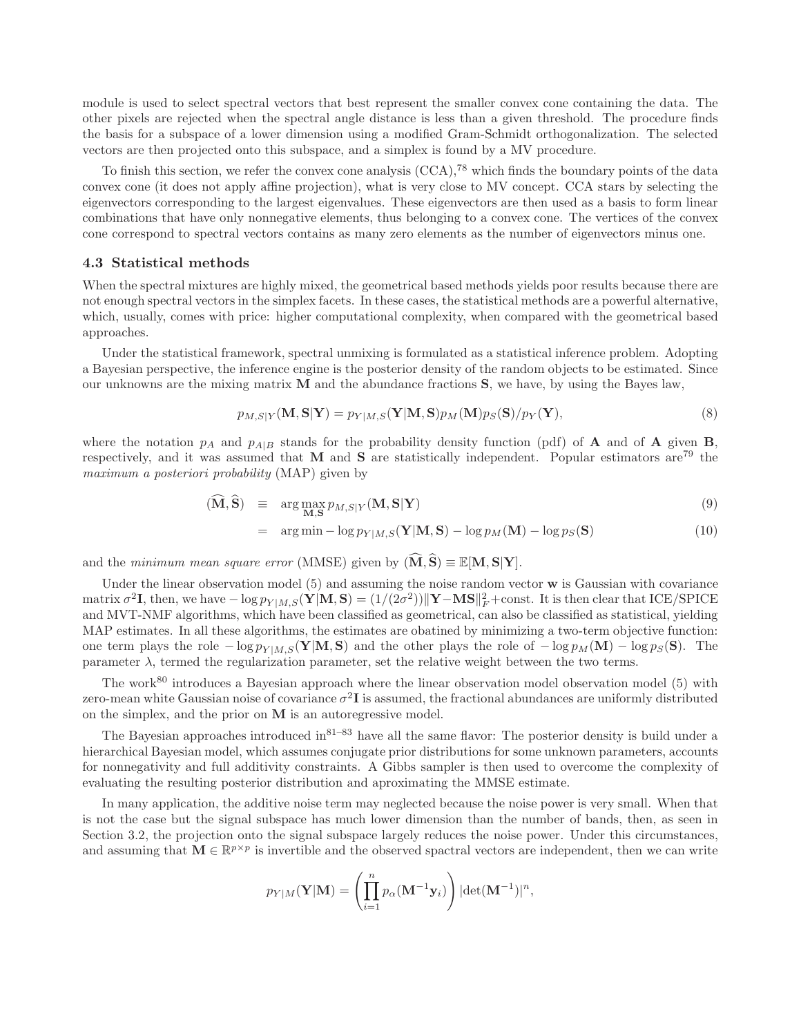module is used to select spectral vectors that best represent the smaller convex cone containing the data. The other pixels are rejected when the spectral angle distance is less than a given threshold. The procedure finds the basis for a subspace of a lower dimension using a modified Gram-Schmidt orthogonalization. The selected vectors are then projected onto this subspace, and a simplex is found by a MV procedure.

To finish this section, we refer the convex cone analysis (CCA),[78] which finds the boundary points of the data convex cone (it does not apply affine projection), what is very close to MV concept. CCA stars by selecting the eigenvectors corresponding to the largest eigenvalues. These eigenvectors are then used as a basis to form linear combinations that have only nonnegative elements, thus belonging to a convex cone. The vertices of the convex cone correspond to spectral vectors contains as many zero elements as the number of eigenvectors minus one.

### 4.3 Statistical methods

When the spectral mixtures are highly mixed, the geometrical based methods yields poor results because there are not enough spectral vectors in the simplex facets. In these cases, the statistical methods are a powerful alternative, which, usually, comes with price: higher computational complexity, when compared with the geometrical based approaches.

Under the statistical framework, spectral unmixing is formulated as a statistical inference problem. Adopting a Bayesian perspective, the inference engine is the posterior density of the random objects to be estimated. Since our unknowns are the mixing matrix $\mathbf{M}$ and the abundance fractions $\mathbf{S}$, we have, by using the Bayes law,

$$p_{M,S|Y}(\mathbf{M},\mathbf{S}|\mathbf{Y}) = p_{Y|M,S}(\mathbf{Y}|\mathbf{M},\mathbf{S})p_M(\mathbf{M})p_S(\mathbf{S})/p_Y(\mathbf{Y}), \tag{8}$$

where the notation $p_A$ and $p_{A|B}$ stands for the probability density function (pdf) of $\mathbf{A}$ and of $\mathbf{A}$ given $\mathbf{B}$, respectively, and it was assumed that $\mathbf{M}$ and $\mathbf{S}$ are statistically independent. Popular estimators are[79] the *maximum a posteriori probability* (MAP) given by

$$(\widehat{\mathbf{M}},\widehat{\mathbf{S}}) \equiv \arg\max_{\mathbf{M},\mathbf{S}} p_{M,S|Y}(\mathbf{M},\mathbf{S}|\mathbf{Y}) \tag{9}$$

$$= \arg\min -\log p_{Y|M,S}(\mathbf{Y}|\mathbf{M},\mathbf{S}) - \log p_M(\mathbf{M}) - \log p_S(\mathbf{S}) \tag{10}$$

and the *minimum mean square error* (MMSE) given by $(\widehat{\mathbf{M}},\widehat{\mathbf{S}}) \equiv \mathbb{E}[\mathbf{M},\mathbf{S}|\mathbf{Y}]$.

Under the linear observation model (5) and assuming the noise random vector $\mathbf{w}$ is Gaussian with covariance matrix $\sigma^2\mathbf{I}$, then, we have $-\log p_{Y|M,S}(\mathbf{Y}|\mathbf{M},\mathbf{S}) = (1/(2\sigma^2))\|\mathbf{Y}-\mathbf{MS}\|_F^2 + \text{const}$. It is then clear that ICE/SPICE and MVT-NMF algorithms, which have been classified as geometrical, can also be classified as statistical, yielding MAP estimates. In all these algorithms, the estimates are obatined by minimizing a two-term objective function: one term plays the role $-\log p_{Y|M,S}(\mathbf{Y}|\mathbf{M},\mathbf{S})$ and the other plays the role of $-\log p_M(\mathbf{M}) - \log p_S(\mathbf{S})$. The parameter $\lambda$, termed the regularization parameter, set the relative weight between the two terms.

The work[80] introduces a Bayesian approach where the linear observation model observation model (5) with zero-mean white Gaussian noise of covariance $\sigma^2\mathbf{I}$ is assumed, the fractional abundances are uniformly distributed on the simplex, and the prior on $\mathbf{M}$ is an autoregressive model.

The Bayesian approaches introduced in[81–83] have all the same flavor: The posterior density is build under a hierarchical Bayesian model, which assumes conjugate prior distributions for some unknown parameters, accounts for nonnegativity and full additivity constraints. A Gibbs sampler is then used to overcome the complexity of evaluating the resulting posterior distribution and aproximating the MMSE estimate.

In many application, the additive noise term may neglected because the noise power is very small. When that is not the case but the signal subspace has much lower dimension than the number of bands, then, as seen in Section 3.2, the projection onto the signal subspace largely reduces the noise power. Under this circumstances, and assuming that $\mathbf{M} \in \mathbb{R}^{p\times p}$ is invertible and the observed spectral vectors are independent, then we can write

$$p_{Y|M}(\mathbf{Y}|\mathbf{M}) = \left(\prod_{i=1}^{n} p_\alpha(\mathbf{M}^{-1}\mathbf{y}_i)\right) |\det(\mathbf{M}^{-1})|^n,$$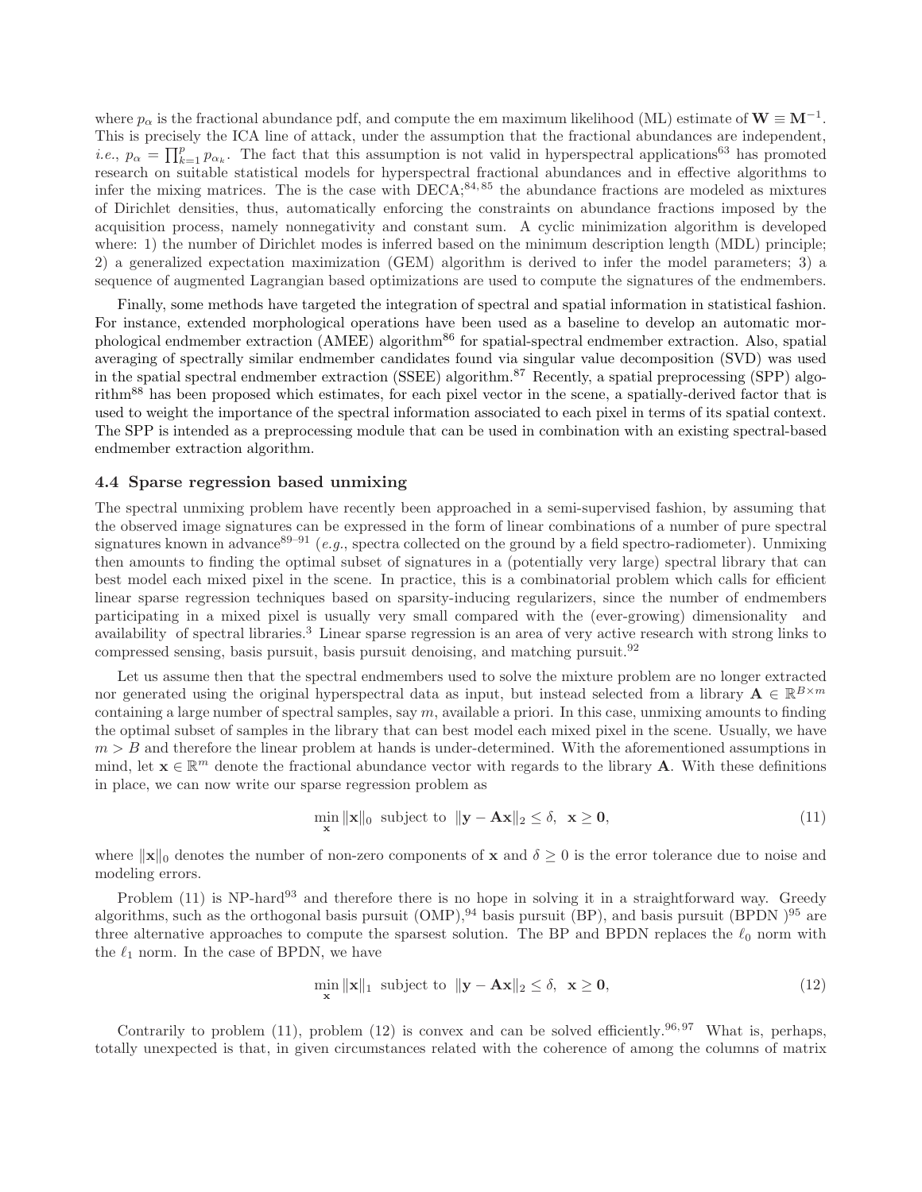where $p_\alpha$ is the fractional abundance pdf, and compute the em maximum likelihood (ML) estimate of $\mathbf{W} \equiv \mathbf{M}^{-1}$. This is precisely the ICA line of attack, under the assumption that the fractional abundances are independent, *i.e.*, $p_\alpha = \prod_{k=1}^{p} p_{\alpha_k}$. The fact that this assumption is not valid in hyperspectral applications[63] has promoted research on suitable statistical models for hyperspectral fractional abundances and in effective algorithms to infer the mixing matrices. The is the case with DECA;[84, 85] the abundance fractions are modeled as mixtures of Dirichlet densities, thus, automatically enforcing the constraints on abundance fractions imposed by the acquisition process, namely nonnegativity and constant sum. A cyclic minimization algorithm is developed where: 1) the number of Dirichlet modes is inferred based on the minimum description length (MDL) principle; 2) a generalized expectation maximization (GEM) algorithm is derived to infer the model parameters; 3) a sequence of augmented Lagrangian based optimizations are used to compute the signatures of the endmembers.

Finally, some methods have targeted the integration of spectral and spatial information in statistical fashion. For instance, extended morphological operations have been used as a baseline to develop an automatic morphological endmember extraction (AMEE) algorithm[86] for spatial-spectral endmember extraction. Also, spatial averaging of spectrally similar endmember candidates found via singular value decomposition (SVD) was used in the spatial spectral endmember extraction (SSEE) algorithm.[87] Recently, a spatial preprocessing (SPP) algorithm[88] has been proposed which estimates, for each pixel vector in the scene, a spatially-derived factor that is used to weight the importance of the spectral information associated to each pixel in terms of its spatial context. The SPP is intended as a preprocessing module that can be used in combination with an existing spectral-based endmember extraction algorithm.

### 4.4 Sparse regression based unmixing

The spectral unmixing problem have recently been approached in a semi-supervised fashion, by assuming that the observed image signatures can be expressed in the form of linear combinations of a number of pure spectral signatures known in advance[89–91] (*e.g.*, spectra collected on the ground by a field spectro-radiometer). Unmixing then amounts to finding the optimal subset of signatures in a (potentially very large) spectral library that can best model each mixed pixel in the scene. In practice, this is a combinatorial problem which calls for efficient linear sparse regression techniques based on sparsity-inducing regularizers, since the number of endmembers participating in a mixed pixel is usually very small compared with the (ever-growing) dimensionality and availability of spectral libraries.[3] Linear sparse regression is an area of very active research with strong links to compressed sensing, basis pursuit, basis pursuit denoising, and matching pursuit.[92]

Let us assume then that the spectral endmembers used to solve the mixture problem are no longer extracted nor generated using the original hyperspectral data as input, but instead selected from a library $\mathbf{A} \in \mathbb{R}^{B \times m}$ containing a large number of spectral samples, say $m$, available a priori. In this case, unmixing amounts to finding the optimal subset of samples in the library that can best model each mixed pixel in the scene. Usually, we have $m > B$ and therefore the linear problem at hands is under-determined. With the aforementioned assumptions in mind, let $\mathbf{x} \in \mathbb{R}^m$ denote the fractional abundance vector with regards to the library $\mathbf{A}$. With these definitions in place, we can now write our sparse regression problem as

$$\min_{\mathbf{x}} \|\mathbf{x}\|_0 \;\text{ subject to }\; \|\mathbf{y} - \mathbf{A}\mathbf{x}\|_2 \leq \delta, \;\; \mathbf{x} \geq \mathbf{0}, \tag{11}$$

where $\|\mathbf{x}\|_0$ denotes the number of non-zero components of $\mathbf{x}$ and $\delta \geq 0$ is the error tolerance due to noise and modeling errors.

Problem (11) is NP-hard[93] and therefore there is no hope in solving it in a straightforward way. Greedy algorithms, such as the orthogonal basis pursuit (OMP),[94] basis pursuit (BP), and basis pursuit (BPDN )[95] are three alternative approaches to compute the sparsest solution. The BP and BPDN replaces the $\ell_0$ norm with the $\ell_1$ norm. In the case of BPDN, we have

$$\min_{\mathbf{x}} \|\mathbf{x}\|_1 \;\text{ subject to }\; \|\mathbf{y} - \mathbf{A}\mathbf{x}\|_2 \leq \delta, \;\; \mathbf{x} \geq \mathbf{0}, \tag{12}$$

Contrarily to problem (11), problem (12) is convex and can be solved efficiently.[96, 97] What is, perhaps, totally unexpected is that, in given circumstances related with the coherence of among the columns of matrix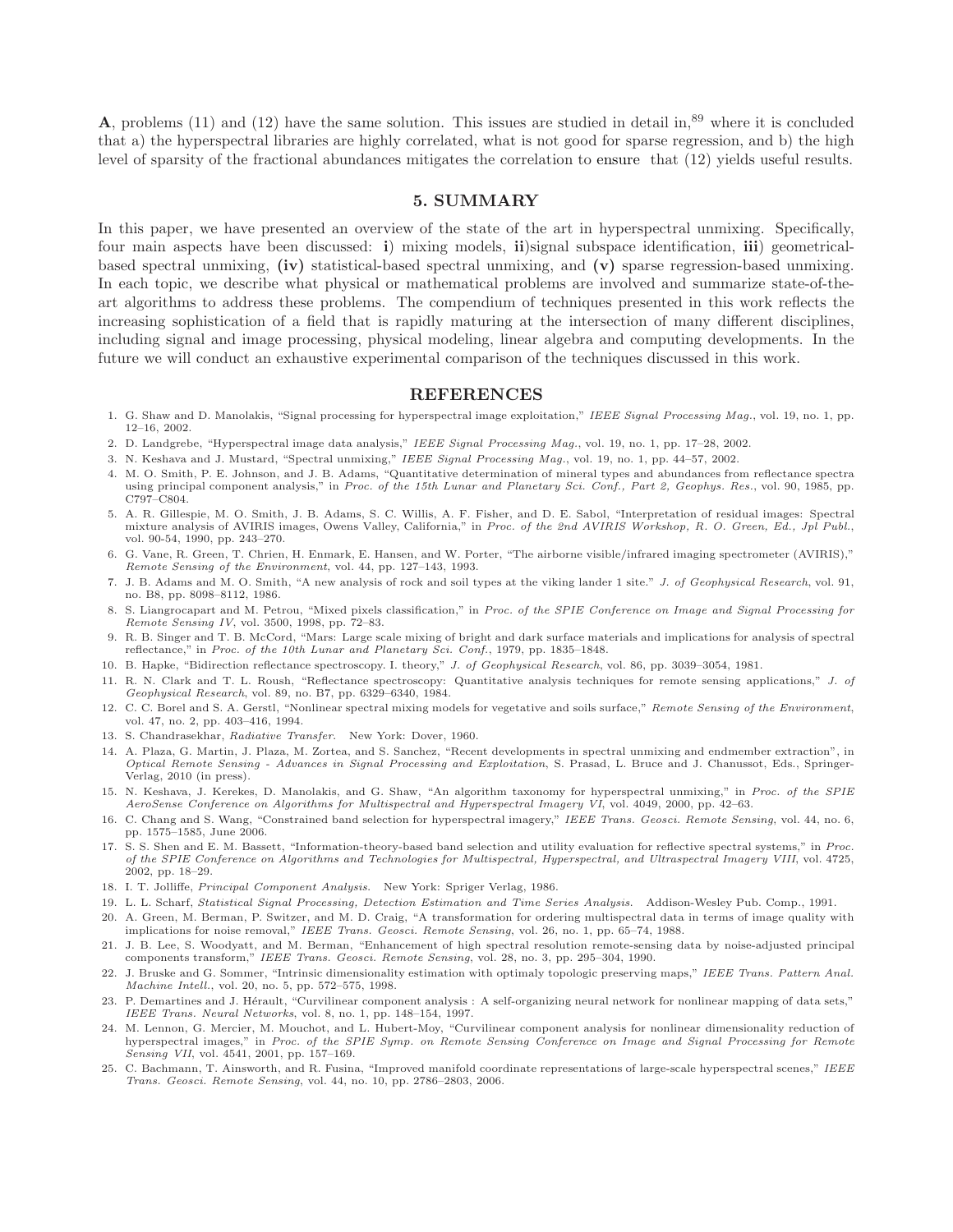**A**, problems (11) and (12) have the same solution. This issues are studied in detail in,[89] where it is concluded that a) the hyperspectral libraries are highly correlated, what is not good for sparse regression, and b) the high level of sparsity of the fractional abundances mitigates the correlation to ensure that (12) yields useful results.

## 5. SUMMARY

In this paper, we have presented an overview of the state of the art in hyperspectral unmixing. Specifically, four main aspects have been discussed: **i**) mixing models, **ii**)signal subspace identification, **iii**) geometrical-based spectral unmixing, **(iv)** statistical-based spectral unmixing, and **(v)** sparse regression-based unmixing. In each topic, we describe what physical or mathematical problems are involved and summarize state-of-the-art algorithms to address these problems. The compendium of techniques presented in this work reflects the increasing sophistication of a field that is rapidly maturing at the intersection of many different disciplines, including signal and image processing, physical modeling, linear algebra and computing developments. In the future we will conduct an exhaustive experimental comparison of the techniques discussed in this work.

## REFERENCES

1. G. Shaw and D. Manolakis, "Signal processing for hyperspectral image exploitation," *IEEE Signal Processing Mag.*, vol. 19, no. 1, pp. 12–16, 2002.
2. D. Landgrebe, "Hyperspectral image data analysis," *IEEE Signal Processing Mag.*, vol. 19, no. 1, pp. 17–28, 2002.
3. N. Keshava and J. Mustard, "Spectral unmixing," *IEEE Signal Processing Mag.*, vol. 19, no. 1, pp. 44–57, 2002.
4. M. O. Smith, P. E. Johnson, and J. B. Adams, "Quantitative determination of mineral types and abundances from reflectance spectra using principal component analysis," in *Proc. of the 15th Lunar and Planetary Sci. Conf., Part 2, Geophys. Res.*, vol. 90, 1985, pp. C797–C804.
5. A. R. Gillespie, M. O. Smith, J. B. Adams, S. C. Willis, A. F. Fisher, and D. E. Sabol, "Interpretation of residual images: Spectral mixture analysis of AVIRIS images, Owens Valley, California," in *Proc. of the 2nd AVIRIS Workshop, R. O. Green, Ed., Jpl Publ.*, vol. 90-54, 1990, pp. 243–270.
6. G. Vane, R. Green, T. Chrien, H. Enmark, E. Hansen, and W. Porter, "The airborne visible/infrared imaging spectrometer (AVIRIS)," *Remote Sensing of the Environment*, vol. 44, pp. 127–143, 1993.
7. J. B. Adams and M. O. Smith, "A new analysis of rock and soil types at the viking lander 1 site." *J. of Geophysical Research*, vol. 91, no. B8, pp. 8098–8112, 1986.
8. S. Liangrocapart and M. Petrou, "Mixed pixels classification," in *Proc. of the SPIE Conference on Image and Signal Processing for Remote Sensing IV*, vol. 3500, 1998, pp. 72–83.
9. R. B. Singer and T. B. McCord, "Mars: Large scale mixing of bright and dark surface materials and implications for analysis of spectral reflectance," in *Proc. of the 10th Lunar and Planetary Sci. Conf.*, 1979, pp. 1835–1848.
10. B. Hapke, "Bidirection reflectance spectroscopy. I. theory," *J. of Geophysical Research*, vol. 86, pp. 3039–3054, 1981.
11. R. N. Clark and T. L. Roush, "Reflectance spectroscopy: Quantitative analysis techniques for remote sensing applications," *J. of Geophysical Research*, vol. 89, no. B7, pp. 6329–6340, 1984.
12. C. C. Borel and S. A. Gerstl, "Nonlinear spectral mixing models for vegetative and soils surface," *Remote Sensing of the Environment*, vol. 47, no. 2, pp. 403–416, 1994.
13. S. Chandrasekhar, *Radiative Transfer.* New York: Dover, 1960.
14. A. Plaza, G. Martin, J. Plaza, M. Zortea, and S. Sanchez, "Recent developments in spectral unmixing and endmember extraction", in *Optical Remote Sensing - Advances in Signal Processing and Exploitation*, S. Prasad, L. Bruce and J. Chanussot, Eds., Springer-Verlag, 2010 (in press).
15. N. Keshava, J. Kerekes, D. Manolakis, and G. Shaw, "An algorithm taxonomy for hyperspectral unmixing," in *Proc. of the SPIE AeroSense Conference on Algorithms for Multispectral and Hyperspectral Imagery VI*, vol. 4049, 2000, pp. 42–63.
16. C. Chang and S. Wang, "Constrained band selection for hyperspectral imagery," *IEEE Trans. Geosci. Remote Sensing*, vol. 44, no. 6, pp. 1575–1585, June 2006.
17. S. S. Shen and E. M. Bassett, "Information-theory-based band selection and utility evaluation for reflective spectral systems," in *Proc. of the SPIE Conference on Algorithms and Technologies for Multispectral, Hyperspectral, and Ultraspectral Imagery VIII*, vol. 4725, 2002, pp. 18–29.
18. I. T. Jolliffe, *Principal Component Analysis.* New York: Spriger Verlag, 1986.
19. L. L. Scharf, *Statistical Signal Processing, Detection Estimation and Time Series Analysis.* Addison-Wesley Pub. Comp., 1991.
20. A. Green, M. Berman, P. Switzer, and M. D. Craig, "A transformation for ordering multispectral data in terms of image quality with implications for noise removal," *IEEE Trans. Geosci. Remote Sensing*, vol. 26, no. 1, pp. 65–74, 1988.
21. J. B. Lee, S. Woodyatt, and M. Berman, "Enhancement of high spectral resolution remote-sensing data by noise-adjusted principal components transform," *IEEE Trans. Geosci. Remote Sensing*, vol. 28, no. 3, pp. 295–304, 1990.
22. J. Bruske and G. Sommer, "Intrinsic dimensionality estimation with optimaly topologic preserving maps," *IEEE Trans. Pattern Anal. Machine Intell.*, vol. 20, no. 5, pp. 572–575, 1998.
23. P. Demartines and J. Hérault, "Curvilinear component analysis : A self-organizing neural network for nonlinear mapping of data sets," *IEEE Trans. Neural Networks*, vol. 8, no. 1, pp. 148–154, 1997.
24. M. Lennon, G. Mercier, M. Mouchot, and L. Hubert-Moy, "Curvilinear component analysis for nonlinear dimensionality reduction of hyperspectral images," in *Proc. of the SPIE Symp. on Remote Sensing Conference on Image and Signal Processing for Remote Sensing VII*, vol. 4541, 2001, pp. 157–169.
25. C. Bachmann, T. Ainsworth, and R. Fusina, "Improved manifold coordinate representations of large-scale hyperspectral scenes," *IEEE Trans. Geosci. Remote Sensing*, vol. 44, no. 10, pp. 2786–2803, 2006.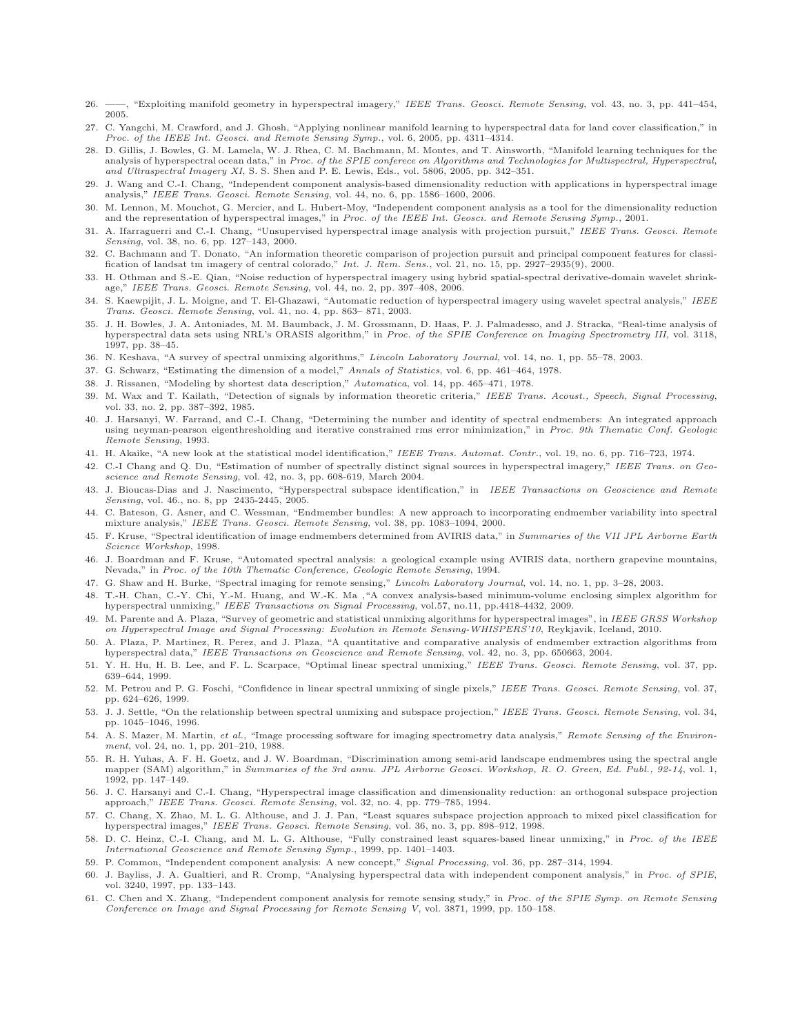26. ——, "Exploiting manifold geometry in hyperspectral imagery," *IEEE Trans. Geosci. Remote Sensing*, vol. 43, no. 3, pp. 441–454, 2005.
27. C. Yangchi, M. Crawford, and J. Ghosh, "Applying nonlinear manifold learning to hyperspectral data for land cover classification," in *Proc. of the IEEE Int. Geosci. and Remote Sensing Symp.*, vol. 6, 2005, pp. 4311–4314.
28. D. Gillis, J. Bowles, G. M. Lamela, W. J. Rhea, C. M. Bachmann, M. Montes, and T. Ainsworth, "Manifold learning techniques for the analysis of hyperspectral ocean data," in *Proc. of the SPIE conferece on Algorithms and Technologies for Multispectral, Hyperspectral, and Ultraspectral Imagery XI*, S. S. Shen and P. E. Lewis, Eds., vol. 5806, 2005, pp. 342–351.
29. J. Wang and C.-I. Chang, "Independent component analysis-based dimensionality reduction with applications in hyperspectral image analysis," *IEEE Trans. Geosci. Remote Sensing*, vol. 44, no. 6, pp. 1586–1600, 2006.
30. M. Lennon, M. Mouchot, G. Mercier, and L. Hubert-Moy, "Independent component analysis as a tool for the dimensionality reduction and the representation of hyperspectral images," in *Proc. of the IEEE Int. Geosci. and Remote Sensing Symp.*, 2001.
31. A. Ifarraguerri and C.-I. Chang, "Unsupervised hyperspectral image analysis with projection pursuit," *IEEE Trans. Geosci. Remote Sensing*, vol. 38, no. 6, pp. 127–143, 2000.
32. C. Bachmann and T. Donato, "An information theoretic comparison of projection pursuit and principal component features for classification of landsat tm imagery of central colorado," *Int. J. Rem. Sens.*, vol. 21, no. 15, pp. 2927–2935(9), 2000.
33. H. Othman and S.-E. Qian, "Noise reduction of hyperspectral imagery using hybrid spatial-spectral derivative-domain wavelet shrinkage," *IEEE Trans. Geosci. Remote Sensing*, vol. 44, no. 2, pp. 397–408, 2006.
34. S. Kaewpijit, J. L. Moigne, and T. El-Ghazawi, "Automatic reduction of hyperspectral imagery using wavelet spectral analysis," *IEEE Trans. Geosci. Remote Sensing*, vol. 41, no. 4, pp. 863– 871, 2003.
35. J. H. Bowles, J. A. Antoniades, M. M. Baumback, J. M. Grossmann, D. Haas, P. J. Palmadesso, and J. Stracka, "Real-time analysis of hyperspectral data sets using NRL's ORASIS algorithm," in *Proc. of the SPIE Conference on Imaging Spectrometry III*, vol. 3118, 1997, pp. 38–45.
36. N. Keshava, "A survey of spectral unmixing algorithms," *Lincoln Laboratory Journal*, vol. 14, no. 1, pp. 55–78, 2003.
37. G. Schwarz, "Estimating the dimension of a model," *Annals of Statistics*, vol. 6, pp. 461–464, 1978.
38. J. Rissanen, "Modeling by shortest data description," *Automatica*, vol. 14, pp. 465–471, 1978.
39. M. Wax and T. Kailath, "Detection of signals by information theoretic criteria," *IEEE Trans. Acoust., Speech, Signal Processing*, vol. 33, no. 2, pp. 387–392, 1985.
40. J. Harsanyi, W. Farrand, and C.-I. Chang, "Determining the number and identity of spectral endmembers: An integrated approach using neyman-pearson eigenthresholding and iterative constrained rms error minimization," in *Proc. 9th Thematic Conf. Geologic Remote Sensing*, 1993.
41. H. Akaike, "A new look at the statistical model identification," *IEEE Trans. Automat. Contr.*, vol. 19, no. 6, pp. 716–723, 1974.
42. C.-I Chang and Q. Du, "Estimation of number of spectrally distinct signal sources in hyperspectral imagery," *IEEE Trans. on Geoscience and Remote Sensing*, vol. 42, no. 3, pp. 608-619, March 2004.
43. J. Bioucas-Dias and J. Nascimento, "Hyperspectral subspace identification," in *IEEE Transactions on Geoscience and Remote Sensing*, vol. 46., no. 8, pp 2435-2445, 2005.
44. C. Bateson, G. Asner, and C. Wessman, "Endmember bundles: A new approach to incorporating endmember variability into spectral mixture analysis," *IEEE Trans. Geosci. Remote Sensing*, vol. 38, pp. 1083–1094, 2000.
45. F. Kruse, "Spectral identification of image endmembers determined from AVIRIS data," in *Summaries of the VII JPL Airborne Earth Science Workshop*, 1998.
46. J. Boardman and F. Kruse, "Automated spectral analysis: a geological example using AVIRIS data, northern grapevine mountains, Nevada," in *Proc. of the 10th Thematic Conference, Geologic Remote Sensing*, 1994.
47. G. Shaw and H. Burke, "Spectral imaging for remote sensing," *Lincoln Laboratory Journal*, vol. 14, no. 1, pp. 3–28, 2003.
48. T.-H. Chan, C.-Y. Chi, Y.-M. Huang, and W.-K. Ma ,"A convex analysis-based minimum-volume enclosing simplex algorithm for hyperspectral unmixing," *IEEE Transactions on Signal Processing*, vol.57, no.11, pp.4418-4432, 2009.
49. M. Parente and A. Plaza, "Survey of geometric and statistical unmixing algorithms for hyperspectral images", in *IEEE GRSS Workshop on Hyperspectral Image and Signal Processing: Evolution in Remote Sensing-WHISPERS'10*, Reykjavik, Iceland, 2010.
50. A. Plaza, P. Martinez, R. Perez, and J. Plaza, "A quantitative and comparative analysis of endmember extraction algorithms from hyperspectral data," *IEEE Transactions on Geoscience and Remote Sensing*, vol. 42, no. 3, pp. 650663, 2004.
51. Y. H. Hu, H. B. Lee, and F. L. Scarpace, "Optimal linear spectral unmixing," *IEEE Trans. Geosci. Remote Sensing*, vol. 37, pp. 639–644, 1999.
52. M. Petrou and P. G. Foschi, "Confidence in linear spectral unmixing of single pixels," *IEEE Trans. Geosci. Remote Sensing*, vol. 37, pp. 624–626, 1999.
53. J. J. Settle, "On the relationship between spectral unmixing and subspace projection," *IEEE Trans. Geosci. Remote Sensing*, vol. 34, pp. 1045–1046, 1996.
54. A. S. Mazer, M. Martin, *et al.*, "Image processing software for imaging spectrometry data analysis," *Remote Sensing of the Environment*, vol. 24, no. 1, pp. 201–210, 1988.
55. R. H. Yuhas, A. F. H. Goetz, and J. W. Boardman, "Discrimination among semi-arid landscape endmembres using the spectral angle mapper (SAM) algorithm," in *Summaries of the 3rd annu. JPL Airborne Geosci. Workshop, R. O. Green, Ed. Publ., 92-14*, vol. 1, 1992, pp. 147–149.
56. J. C. Harsanyi and C.-I. Chang, "Hyperspectral image classification and dimensionality reduction: an orthogonal subspace projection approach," *IEEE Trans. Geosci. Remote Sensing*, vol. 32, no. 4, pp. 779–785, 1994.
57. C. Chang, X. Zhao, M. L. G. Althouse, and J. J. Pan, "Least squares subspace projection approach to mixed pixel classification for hyperspectral images," *IEEE Trans. Geosci. Remote Sensing*, vol. 36, no. 3, pp. 898–912, 1998.
58. D. C. Heinz, C.-I. Chang, and M. L. G. Althouse, "Fully constrained least squares-based linear unmixing," in *Proc. of the IEEE International Geoscience and Remote Sensing Symp.*, 1999, pp. 1401–1403.
59. P. Common, "Independent component analysis: A new concept," *Signal Processing*, vol. 36, pp. 287–314, 1994.
60. J. Bayliss, J. A. Gualtieri, and R. Cromp, "Analysing hyperspectral data with independent component analysis," in *Proc. of SPIE*, vol. 3240, 1997, pp. 133–143.
61. C. Chen and X. Zhang, "Independent component analysis for remote sensing study," in *Proc. of the SPIE Symp. on Remote Sensing Conference on Image and Signal Processing for Remote Sensing V*, vol. 3871, 1999, pp. 150–158.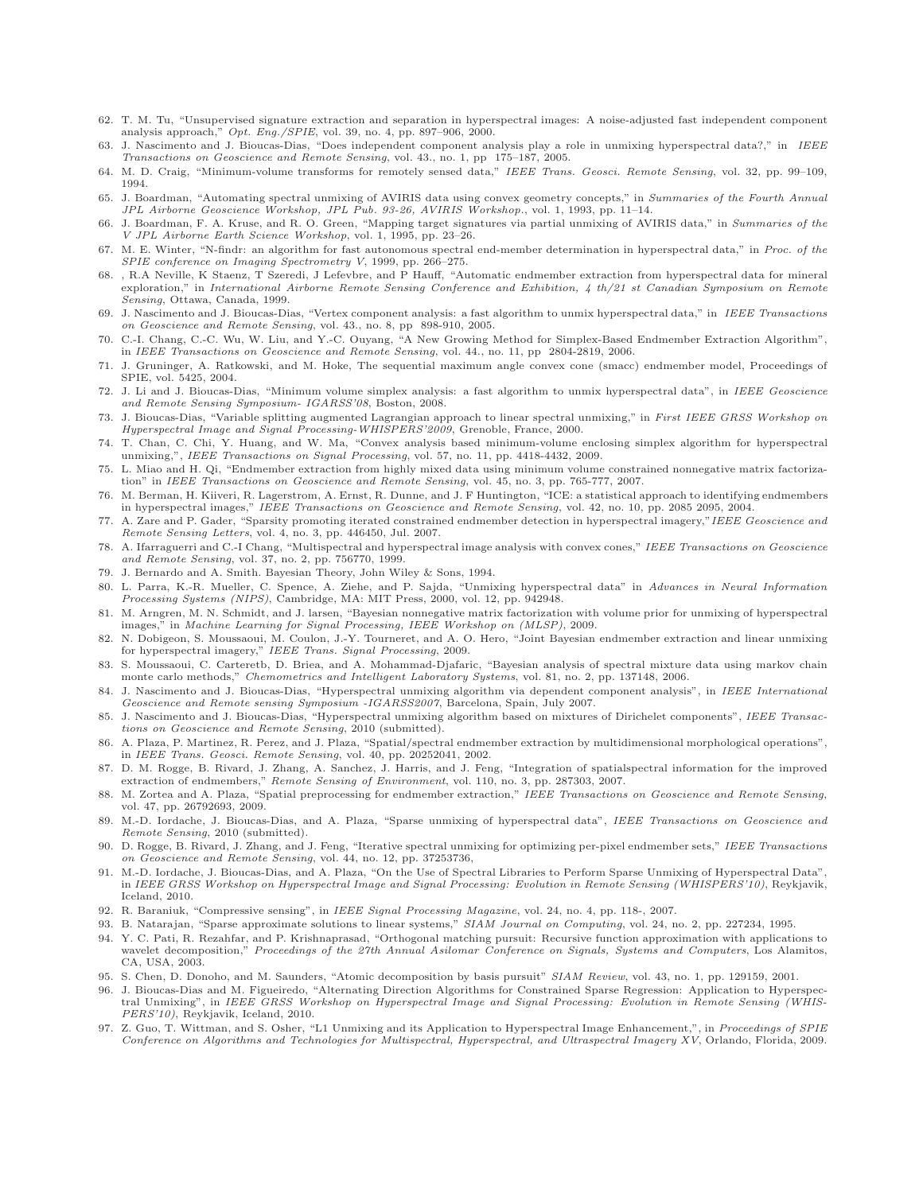62. T. M. Tu, "Unsupervised signature extraction and separation in hyperspectral images: A noise-adjusted fast independent component analysis approach," *Opt. Eng./SPIE*, vol. 39, no. 4, pp. 897–906, 2000.
63. J. Nascimento and J. Bioucas-Dias, "Does independent component analysis play a role in unmixing hyperspectral data?," in *IEEE Transactions on Geoscience and Remote Sensing*, vol. 43., no. 1, pp 175–187, 2005.
64. M. D. Craig, "Minimum-volume transforms for remotely sensed data," *IEEE Trans. Geosci. Remote Sensing*, vol. 32, pp. 99–109, 1994.
65. J. Boardman, "Automating spectral unmixing of AVIRIS data using convex geometry concepts," in *Summaries of the Fourth Annual JPL Airborne Geoscience Workshop, JPL Pub. 93-26, AVIRIS Workshop.*, vol. 1, 1993, pp. 11–14.
66. J. Boardman, F. A. Kruse, and R. O. Green, "Mapping target signatures via partial unmixing of AVIRIS data," in *Summaries of the V JPL Airborne Earth Science Workshop*, vol. 1, 1995, pp. 23–26.
67. M. E. Winter, "N-findr: an algorithm for fast autonomous spectral end-member determination in hyperspectral data," in *Proc. of the SPIE conference on Imaging Spectrometry V*, 1999, pp. 266–275.
68. , R.A Neville, K Staenz, T Szeredi, J Lefevbre, and P Hauff, "Automatic endmember extraction from hyperspectral data for mineral exploration," in *International Airborne Remote Sensing Conference and Exhibition, 4 th/21 st Canadian Symposium on Remote Sensing*, Ottawa, Canada, 1999.
69. J. Nascimento and J. Bioucas-Dias, "Vertex component analysis: a fast algorithm to unmix hyperspectral data," in *IEEE Transactions on Geoscience and Remote Sensing*, vol. 43., no. 8, pp 898-910, 2005.
70. C.-I. Chang, C.-C. Wu, W. Liu, and Y.-C. Ouyang, "A New Growing Method for Simplex-Based Endmember Extraction Algorithm", in *IEEE Transactions on Geoscience and Remote Sensing*, vol. 44., no. 11, pp 2804-2819, 2006.
71. J. Gruninger, A. Ratkowski, and M. Hoke, The sequential maximum angle convex cone (smacc) endmember model, Proceedings of SPIE, vol. 5425, 2004.
72. J. Li and J. Bioucas-Dias, "Minimum volume simplex analysis: a fast algorithm to unmix hyperspectral data", in *IEEE Geoscience and Remote Sensing Symposium- IGARSS'08*, Boston, 2008.
73. J. Bioucas-Dias, "Variable splitting augmented Lagrangian approach to linear spectral unmixing," in *First IEEE GRSS Workshop on Hyperspectral Image and Signal Processing-WHISPERS'2009*, Grenoble, France, 2009.
74. T. Chan, C. Chi, Y. Huang, and W. Ma, "Convex analysis based minimum-volume enclosing simplex algorithm for hyperspectral unmixing,", *IEEE Transactions on Signal Processing*, vol. 57, no. 11, pp. 4418-4432, 2009.
75. L. Miao and H. Qi, "Endmember extraction from highly mixed data using minimum volume constrained nonnegative matrix factorization" in *IEEE Transactions on Geoscience and Remote Sensing*, vol. 45, no. 3, pp. 765-777, 2007.
76. M. Berman, H. Kiiveri, R. Lagerstrom, A. Ernst, R. Dunne, and J. F Huntington, "ICE: a statistical approach to identifying endmembers in hyperspectral images," *IEEE Transactions on Geoscience and Remote Sensing*, vol. 42, no. 10, pp. 2085 2095, 2004.
77. A. Zare and P. Gader, "Sparsity promoting iterated constrained endmember detection in hyperspectral imagery,"*IEEE Geoscience and Remote Sensing Letters*, vol. 4, no. 3, pp. 446450, Jul. 2007.
78. A. Ifarraguerri and C.-I Chang, "Multispectral and hyperspectral image analysis with convex cones," *IEEE Transactions on Geoscience and Remote Sensing*, vol. 37, no. 2, pp. 756770, 1999.
79. J. Bernardo and A. Smith. Bayesian Theory, John Wiley & Sons, 1994.
80. L. Parra, K.-R. Mueller, C. Spence, A. Ziehe, and P. Sajda, "Unmixing hyperspectral data" in *Advances in Neural Information Processing Systems (NIPS)*, Cambridge, MA: MIT Press, 2000, vol. 12, pp. 942948.
81. M. Arngren, M. N. Schmidt, and J. larsen, "Bayesian nonnegative matrix factorization with volume prior for unmixing of hyperspectral images," in *Machine Learning for Signal Processing, IEEE Workshop on (MLSP)*, 2009.
82. N. Dobigeon, S. Moussaoui, M. Coulon, J.-Y. Tourneret, and A. O. Hero, "Joint Bayesian endmember extraction and linear unmixing for hyperspectral imagery," *IEEE Trans. Signal Processing*, 2009.
83. S. Moussaoui, C. Carteretb, D. Briea, and A. Mohammad-Djafaric, "Bayesian analysis of spectral mixture data using markov chain monte carlo methods," *Chemometrics and Intelligent Laboratory Systems*, vol. 81, no. 2, pp. 137148, 2006.
84. J. Nascimento and J. Bioucas-Dias, "Hyperspectral unmixing algorithm via dependent component analysis", in *IEEE International Geoscience and Remote sensing Symposium -IGARSS2007*, Barcelona, Spain, July 2007.
85. J. Nascimento and J. Bioucas-Dias, "Hyperspectral unmixing algorithm based on mixtures of Dirichelet components", *IEEE Transactions on Geoscience and Remote Sensing*, 2010 (submitted).
86. A. Plaza, P. Martinez, R. Perez, and J. Plaza, "Spatial/spectral endmember extraction by multidimensional morphological operations", in *IEEE Trans. Geosci. Remote Sensing*, vol. 40, pp. 20252041, 2002.
87. D. M. Rogge, B. Rivard, J. Zhang, A. Sanchez, J. Harris, and J. Feng, "Integration of spatialspectral information for the improved extraction of endmembers," *Remote Sensing of Environment*, vol. 110, no. 3, pp. 287303, 2007.
88. M. Zortea and A. Plaza, "Spatial preprocessing for endmember extraction," *IEEE Transactions on Geoscience and Remote Sensing*, vol. 47, pp. 26792693, 2009.
89. M.-D. Iordache, J. Bioucas-Dias, and A. Plaza, "Sparse unmixing of hyperspectral data", *IEEE Transactions on Geoscience and Remote Sensing*, 2010 (submitted).
90. D. Rogge, B. Rivard, J. Zhang, and J. Feng, "Iterative spectral unmixing for optimizing per-pixel endmember sets," *IEEE Transactions on Geoscience and Remote Sensing*, vol. 44, no. 12, pp. 37253736,
91. M.-D. Iordache, J. Bioucas-Dias, and A. Plaza, "On the Use of Spectral Libraries to Perform Sparse Unmixing of Hyperspectral Data", in *IEEE GRSS Workshop on Hyperspectral Image and Signal Processing: Evolution in Remote Sensing (WHISPERS'10)*, Reykjavik, Iceland, 2010.
92. R. Baraniuk, "Compressive sensing", in *IEEE Signal Processing Magazine*, vol. 24, no. 4, pp. 118-, 2007.
93. B. Natarajan, "Sparse approximate solutions to linear systems," *SIAM Journal on Computing*, vol. 24, no. 2, pp. 227234, 1995.
94. Y. C. Pati, R. Rezahfar, and P. Krishnaprasad, "Orthogonal matching pursuit: Recursive function approximation with applications to wavelet decomposition," *Proceedings of the 27th Annual Asilomar Conference on Signals, Systems and Computers*, Los Alamitos, CA, USA, 2003.
95. S. Chen, D. Donoho, and M. Saunders, "Atomic decomposition by basis pursuit" *SIAM Review*, vol. 43, no. 1, pp. 129159, 2001.
96. J. Bioucas-Dias and M. Figueiredo, "Alternating Direction Algorithms for Constrained Sparse Regression: Application to Hyperspectral Unmixing", in *IEEE GRSS Workshop on Hyperspectral Image and Signal Processing: Evolution in Remote Sensing (WHISPERS'10)*, Reykjavik, Iceland, 2010.
97. Z. Guo, T. Wittman, and S. Osher, "L1 Unmixing and its Application to Hyperspectral Image Enhancement,", in *Proceedings of SPIE Conference on Algorithms and Technologies for Multispectral, Hyperspectral, and Ultraspectral Imagery XV*, Orlando, Florida, 2009.